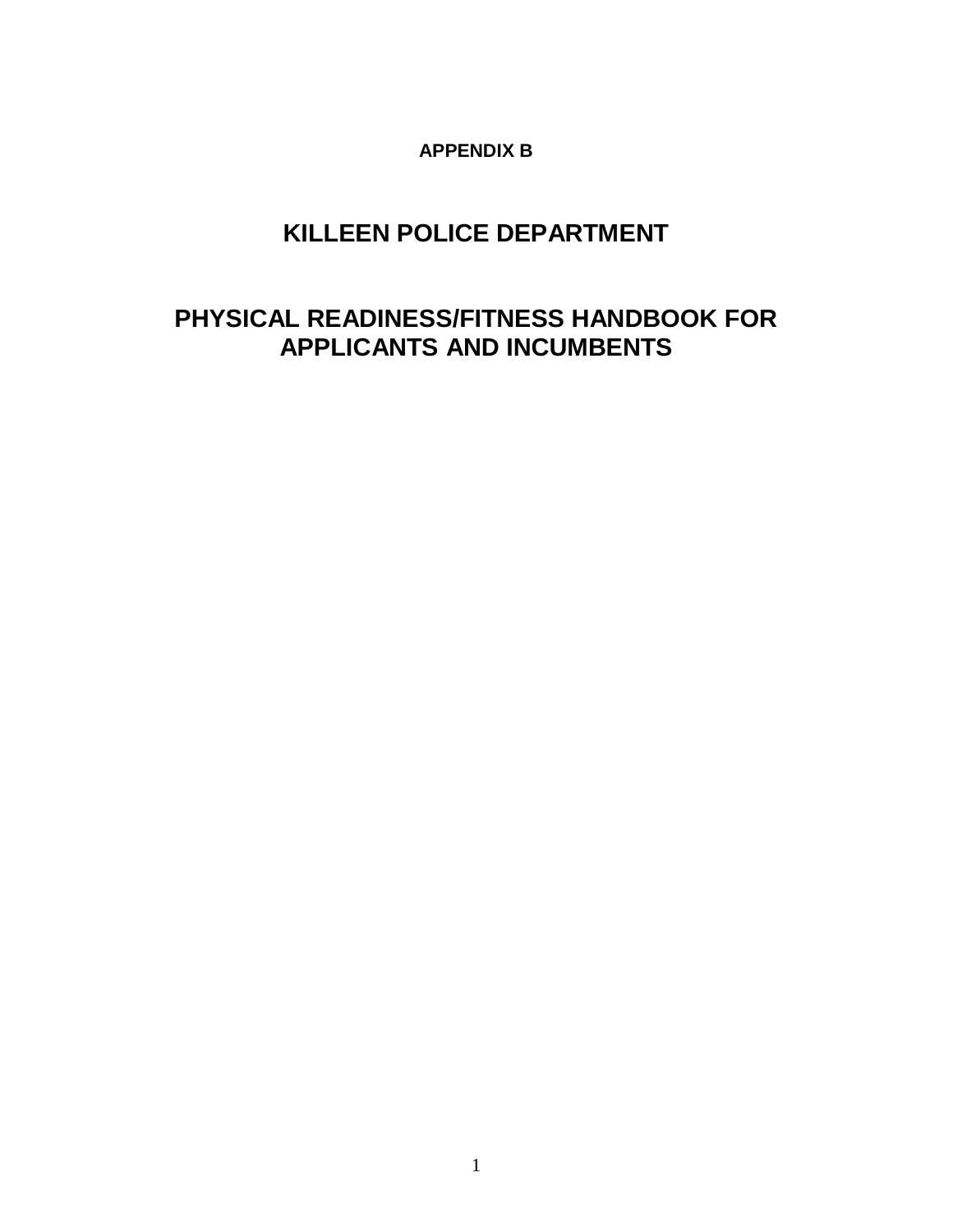**APPENDIX B**

# KILLEEN POLICE DEPARTMENT

# PHYSICAL READINESS/FITNESS HANDBOOK FOR APPLICANTS AND INCUMBENTS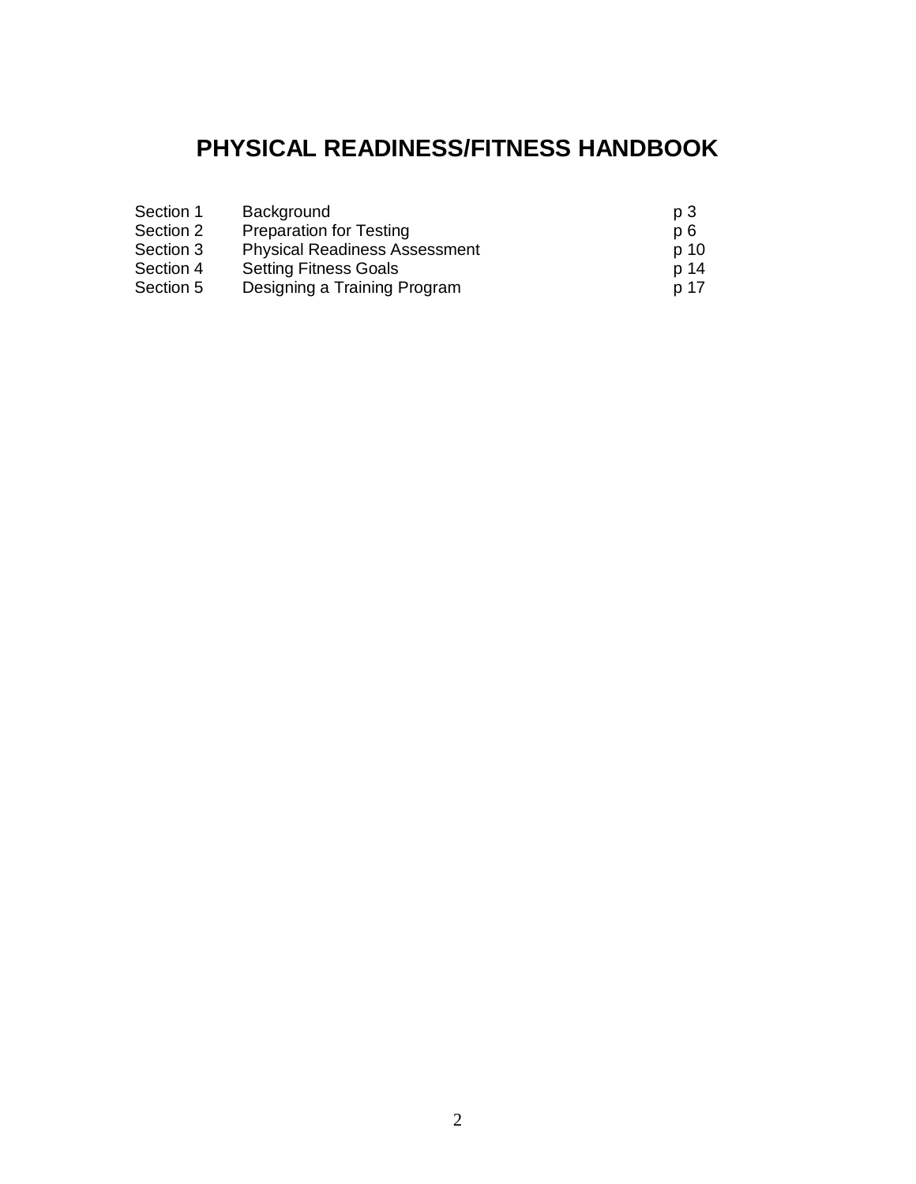# PHYSICAL READINESS/FITNESS HANDBOOK

| | | |
|---|---|---|
| Section 1 | Background | p 3 |
| Section 2 | Preparation for Testing | p 6 |
| Section 3 | Physical Readiness Assessment | p 10 |
| Section 4 | Setting Fitness Goals | p 14 |
| Section 5 | Designing a Training Program | p 17 |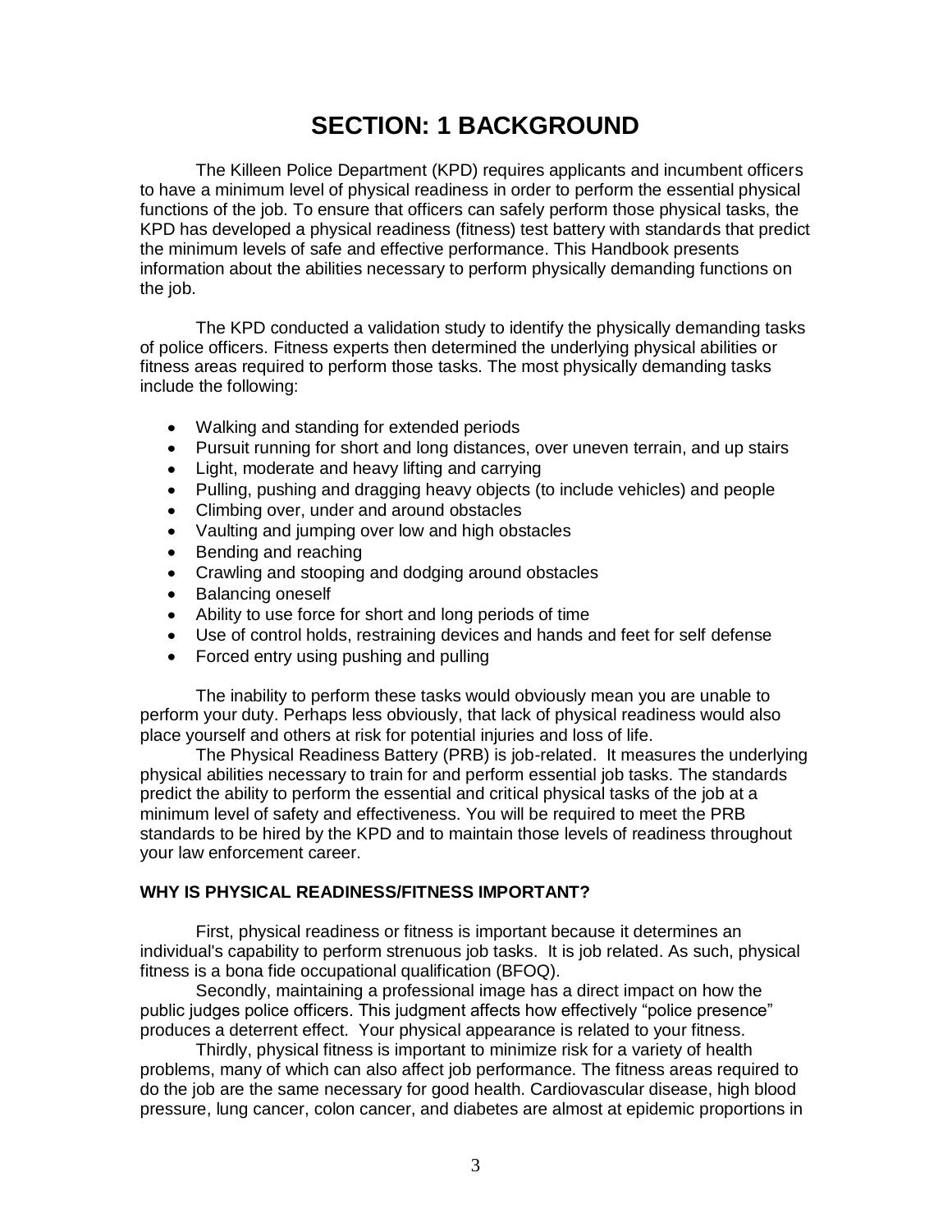# SECTION: 1 BACKGROUND

The Killeen Police Department (KPD) requires applicants and incumbent officers to have a minimum level of physical readiness in order to perform the essential physical functions of the job. To ensure that officers can safely perform those physical tasks, the KPD has developed a physical readiness (fitness) test battery with standards that predict the minimum levels of safe and effective performance. This Handbook presents information about the abilities necessary to perform physically demanding functions on the job.

The KPD conducted a validation study to identify the physically demanding tasks of police officers. Fitness experts then determined the underlying physical abilities or fitness areas required to perform those tasks. The most physically demanding tasks include the following:

- Walking and standing for extended periods
- Pursuit running for short and long distances, over uneven terrain, and up stairs
- Light, moderate and heavy lifting and carrying
- Pulling, pushing and dragging heavy objects (to include vehicles) and people
- Climbing over, under and around obstacles
- Vaulting and jumping over low and high obstacles
- Bending and reaching
- Crawling and stooping and dodging around obstacles
- Balancing oneself
- Ability to use force for short and long periods of time
- Use of control holds, restraining devices and hands and feet for self defense
- Forced entry using pushing and pulling

The inability to perform these tasks would obviously mean you are unable to perform your duty. Perhaps less obviously, that lack of physical readiness would also place yourself and others at risk for potential injuries and loss of life.

The Physical Readiness Battery (PRB) is job-related. It measures the underlying physical abilities necessary to train for and perform essential job tasks. The standards predict the ability to perform the essential and critical physical tasks of the job at a minimum level of safety and effectiveness. You will be required to meet the PRB standards to be hired by the KPD and to maintain those levels of readiness throughout your law enforcement career.

**WHY IS PHYSICAL READINESS/FITNESS IMPORTANT?**

First, physical readiness or fitness is important because it determines an individual's capability to perform strenuous job tasks. It is job related. As such, physical fitness is a bona fide occupational qualification (BFOQ).

Secondly, maintaining a professional image has a direct impact on how the public judges police officers. This judgment affects how effectively "police presence" produces a deterrent effect. Your physical appearance is related to your fitness.

Thirdly, physical fitness is important to minimize risk for a variety of health problems, many of which can also affect job performance. The fitness areas required to do the job are the same necessary for good health. Cardiovascular disease, high blood pressure, lung cancer, colon cancer, and diabetes are almost at epidemic proportions in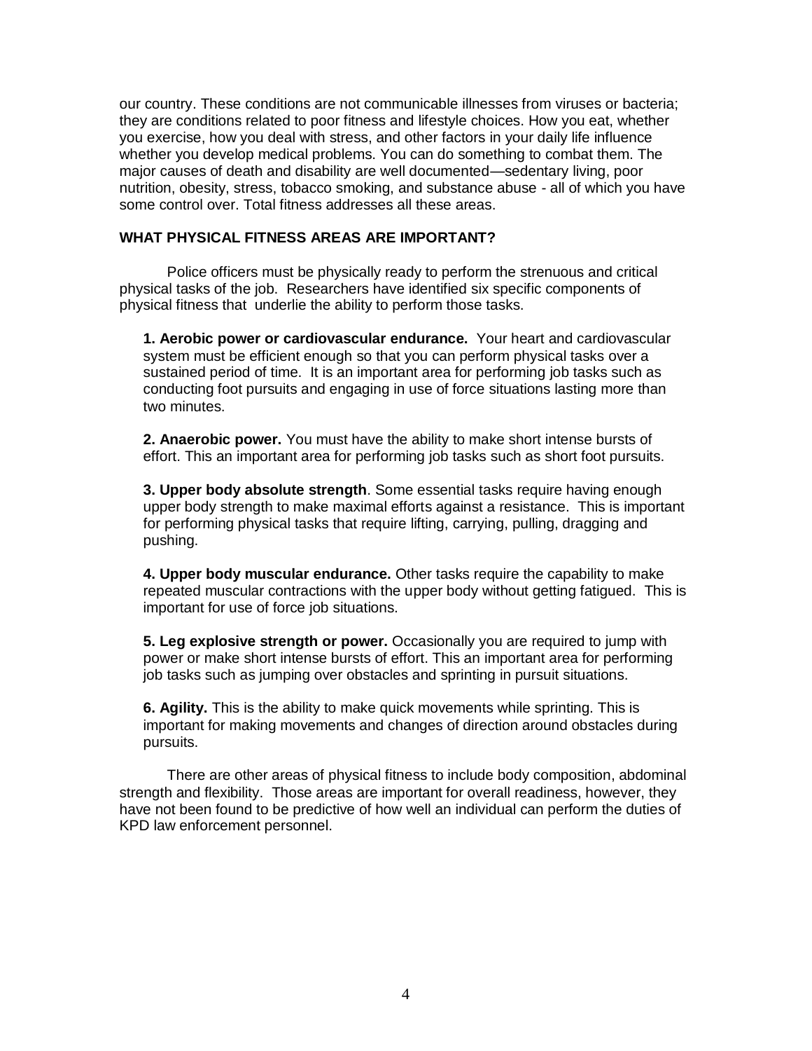our country. These conditions are not communicable illnesses from viruses or bacteria; they are conditions related to poor fitness and lifestyle choices. How you eat, whether you exercise, how you deal with stress, and other factors in your daily life influence whether you develop medical problems. You can do something to combat them. The major causes of death and disability are well documented—sedentary living, poor nutrition, obesity, stress, tobacco smoking, and substance abuse - all of which you have some control over. Total fitness addresses all these areas.

## WHAT PHYSICAL FITNESS AREAS ARE IMPORTANT?

Police officers must be physically ready to perform the strenuous and critical physical tasks of the job. Researchers have identified six specific components of physical fitness that underlie the ability to perform those tasks.

**1. Aerobic power or cardiovascular endurance.** Your heart and cardiovascular system must be efficient enough so that you can perform physical tasks over a sustained period of time. It is an important area for performing job tasks such as conducting foot pursuits and engaging in use of force situations lasting more than two minutes.

**2. Anaerobic power.** You must have the ability to make short intense bursts of effort. This an important area for performing job tasks such as short foot pursuits.

**3. Upper body absolute strength**. Some essential tasks require having enough upper body strength to make maximal efforts against a resistance. This is important for performing physical tasks that require lifting, carrying, pulling, dragging and pushing.

**4. Upper body muscular endurance.** Other tasks require the capability to make repeated muscular contractions with the upper body without getting fatigued. This is important for use of force job situations.

**5. Leg explosive strength or power.** Occasionally you are required to jump with power or make short intense bursts of effort. This an important area for performing job tasks such as jumping over obstacles and sprinting in pursuit situations.

**6. Agility.** This is the ability to make quick movements while sprinting. This is important for making movements and changes of direction around obstacles during pursuits.

There are other areas of physical fitness to include body composition, abdominal strength and flexibility. Those areas are important for overall readiness, however, they have not been found to be predictive of how well an individual can perform the duties of KPD law enforcement personnel.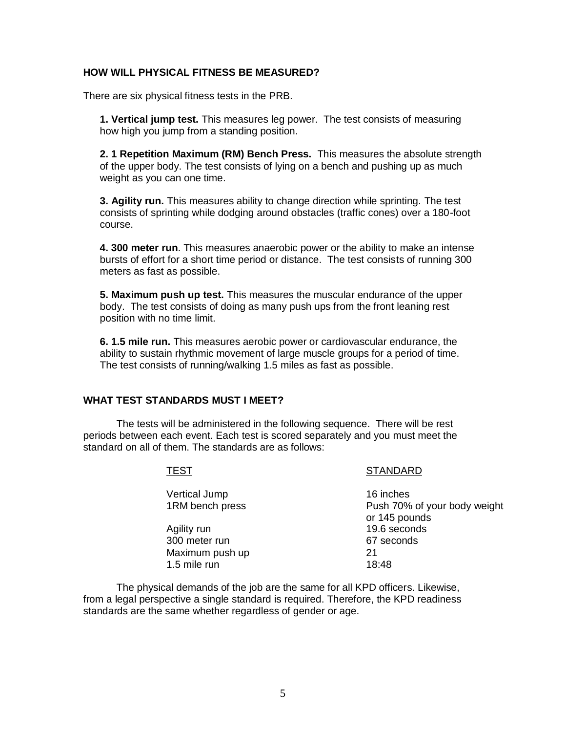### HOW WILL PHYSICAL FITNESS BE MEASURED?

There are six physical fitness tests in the PRB.

**1. Vertical jump test.** This measures leg power. The test consists of measuring how high you jump from a standing position.

**2. 1 Repetition Maximum (RM) Bench Press.** This measures the absolute strength of the upper body. The test consists of lying on a bench and pushing up as much weight as you can one time.

**3. Agility run.** This measures ability to change direction while sprinting. The test consists of sprinting while dodging around obstacles (traffic cones) over a 180-foot course.

**4. 300 meter run**. This measures anaerobic power or the ability to make an intense bursts of effort for a short time period or distance. The test consists of running 300 meters as fast as possible.

**5. Maximum push up test.** This measures the muscular endurance of the upper body. The test consists of doing as many push ups from the front leaning rest position with no time limit.

**6. 1.5 mile run.** This measures aerobic power or cardiovascular endurance, the ability to sustain rhythmic movement of large muscle groups for a period of time. The test consists of running/walking 1.5 miles as fast as possible.

### WHAT TEST STANDARDS MUST I MEET?

The tests will be administered in the following sequence. There will be rest periods between each event. Each test is scored separately and you must meet the standard on all of them. The standards are as follows:

| TEST | STANDARD |
|---|---|
| Vertical Jump | 16 inches |
| 1RM bench press | Push 70% of your body weight or 145 pounds |
| Agility run | 19.6 seconds |
| 300 meter run | 67 seconds |
| Maximum push up | 21 |
| 1.5 mile run | 18:48 |

The physical demands of the job are the same for all KPD officers. Likewise, from a legal perspective a single standard is required. Therefore, the KPD readiness standards are the same whether regardless of gender or age.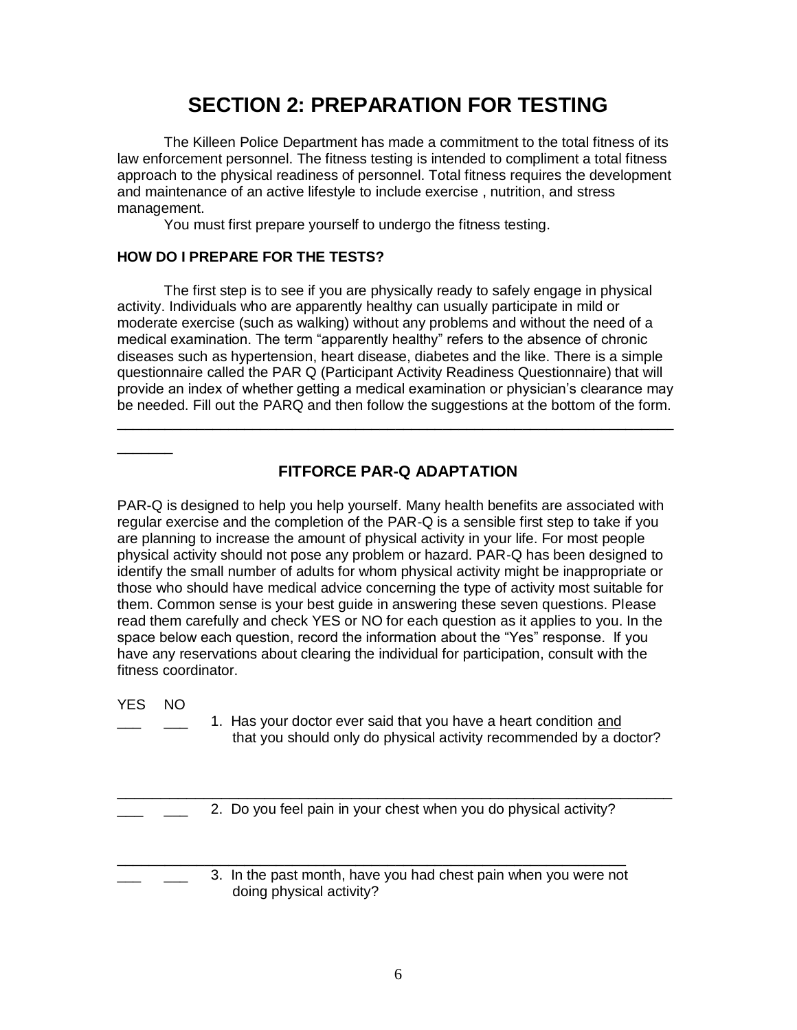# SECTION 2: PREPARATION FOR TESTING

The Killeen Police Department has made a commitment to the total fitness of its law enforcement personnel. The fitness testing is intended to compliment a total fitness approach to the physical readiness of personnel. Total fitness requires the development and maintenance of an active lifestyle to include exercise , nutrition, and stress management.

You must first prepare yourself to undergo the fitness testing.

**HOW DO I PREPARE FOR THE TESTS?**

The first step is to see if you are physically ready to safely engage in physical activity. Individuals who are apparently healthy can usually participate in mild or moderate exercise (such as walking) without any problems and without the need of a medical examination. The term "apparently healthy" refers to the absence of chronic diseases such as hypertension, heart disease, diabetes and the like. There is a simple questionnaire called the PAR Q (Participant Activity Readiness Questionnaire) that will provide an index of whether getting a medical examination or physician's clearance may be needed. Fill out the PARQ and then follow the suggestions at the bottom of the form.

---

## FITFORCE PAR-Q ADAPTATION

PAR-Q is designed to help you help yourself. Many health benefits are associated with regular exercise and the completion of the PAR-Q is a sensible first step to take if you are planning to increase the amount of physical activity in your life. For most people physical activity should not pose any problem or hazard. PAR-Q has been designed to identify the small number of adults for whom physical activity might be inappropriate or those who should have medical advice concerning the type of activity most suitable for them. Common sense is your best guide in answering these seven questions. Please read them carefully and check YES or NO for each question as it applies to you. In the space below each question, record the information about the "Yes" response. If you have any reservations about clearing the individual for participation, consult with the fitness coordinator.

YES NO

___ ___ 1. Has your doctor ever said that you have a heart condition and that you should only do physical activity recommended by a doctor?

_____________________________________________________________________

___ ___ 2. Do you feel pain in your chest when you do physical activity?

_____________________________________________________________________

___ ___ 3. In the past month, have you had chest pain when you were not doing physical activity?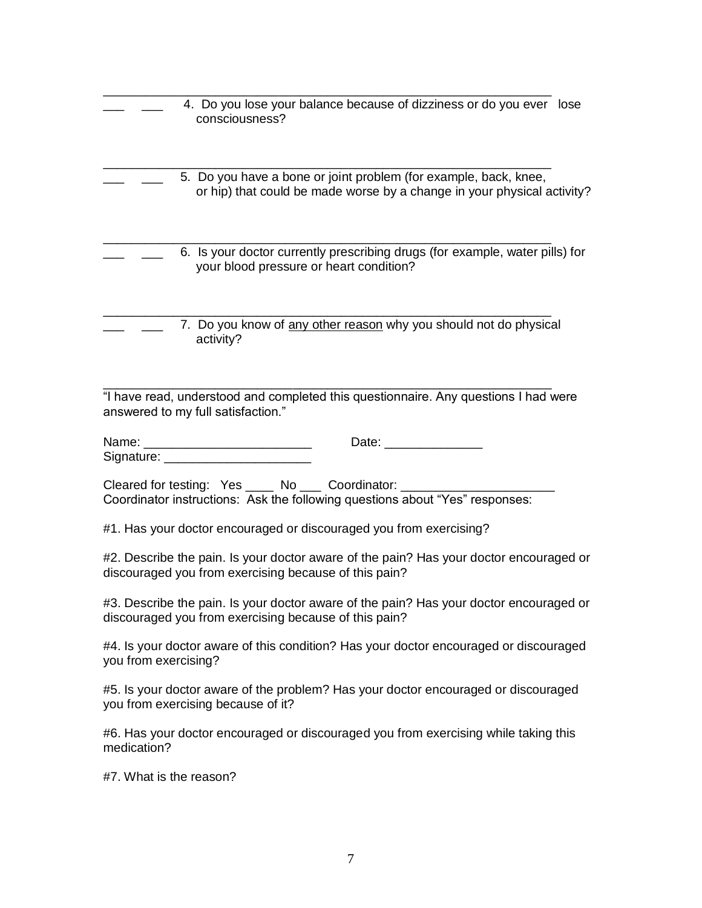___ ___ 4. Do you lose your balance because of dizziness or do you ever lose consciousness?

___ ___ 5. Do you have a bone or joint problem (for example, back, knee, or hip) that could be made worse by a change in your physical activity?

___ ___ 6. Is your doctor currently prescribing drugs (for example, water pills) for your blood pressure or heart condition?

___ ___ 7. Do you know of <u>any other reason</u> why you should not do physical activity?

"I have read, understood and completed this questionnaire. Any questions I had were answered to my full satisfaction."

Name: ________________________ Date: ______________

Signature: _____________________

Cleared for testing: Yes ____ No ___ Coordinator: ______________________

Coordinator instructions: Ask the following questions about "Yes" responses:

#1. Has your doctor encouraged or discouraged you from exercising?

#2. Describe the pain. Is your doctor aware of the pain? Has your doctor encouraged or discouraged you from exercising because of this pain?

#3. Describe the pain. Is your doctor aware of the pain? Has your doctor encouraged or discouraged you from exercising because of this pain?

#4. Is your doctor aware of this condition? Has your doctor encouraged or discouraged you from exercising?

#5. Is your doctor aware of the problem? Has your doctor encouraged or discouraged you from exercising because of it?

#6. Has your doctor encouraged or discouraged you from exercising while taking this medication?

#7. What is the reason?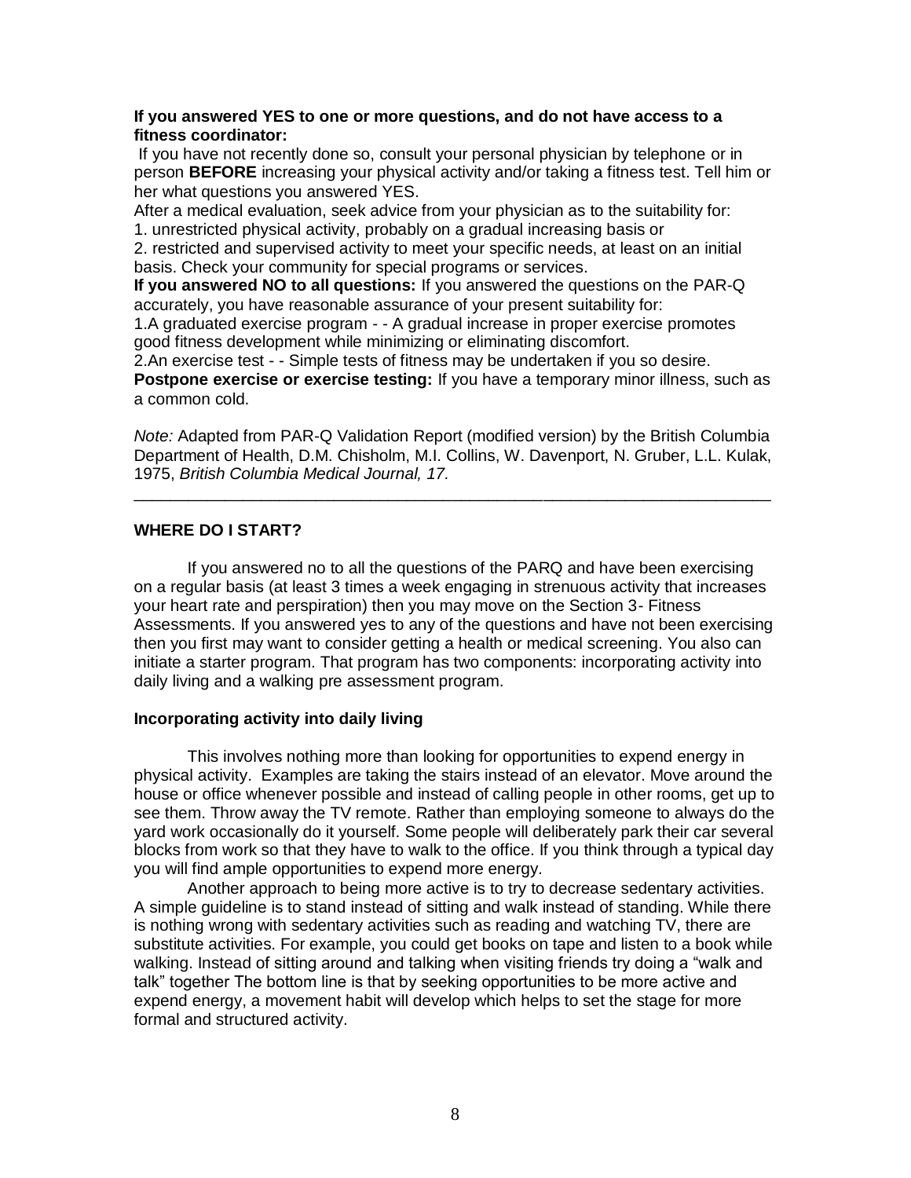**If you answered YES to one or more questions, and do not have access to a fitness coordinator:**
If you have not recently done so, consult your personal physician by telephone or in person **BEFORE** increasing your physical activity and/or taking a fitness test. Tell him or her what questions you answered YES.
After a medical evaluation, seek advice from your physician as to the suitability for:
1. unrestricted physical activity, probably on a gradual increasing basis or
2. restricted and supervised activity to meet your specific needs, at least on an initial basis. Check your community for special programs or services.
**If you answered NO to all questions:** If you answered the questions on the PAR-Q accurately, you have reasonable assurance of your present suitability for:
1.A graduated exercise program - - A gradual increase in proper exercise promotes good fitness development while minimizing or eliminating discomfort.
2.An exercise test - - Simple tests of fitness may be undertaken if you so desire.
**Postpone exercise or exercise testing:** If you have a temporary minor illness, such as a common cold.

*Note:* Adapted from PAR-Q Validation Report (modified version) by the British Columbia Department of Health, D.M. Chisholm, M.I. Collins, W. Davenport, N. Gruber, L.L. Kulak, 1975, *British Columbia Medical Journal, 17.*

---

**WHERE DO I START?**

If you answered no to all the questions of the PARQ and have been exercising on a regular basis (at least 3 times a week engaging in strenuous activity that increases your heart rate and perspiration) then you may move on the Section 3- Fitness Assessments. If you answered yes to any of the questions and have not been exercising then you first may want to consider getting a health or medical screening. You also can initiate a starter program. That program has two components: incorporating activity into daily living and a walking pre assessment program.

**Incorporating activity into daily living**

This involves nothing more than looking for opportunities to expend energy in physical activity. Examples are taking the stairs instead of an elevator. Move around the house or office whenever possible and instead of calling people in other rooms, get up to see them. Throw away the TV remote. Rather than employing someone to always do the yard work occasionally do it yourself. Some people will deliberately park their car several blocks from work so that they have to walk to the office. If you think through a typical day you will find ample opportunities to expend more energy.

Another approach to being more active is to try to decrease sedentary activities. A simple guideline is to stand instead of sitting and walk instead of standing. While there is nothing wrong with sedentary activities such as reading and watching TV, there are substitute activities. For example, you could get books on tape and listen to a book while walking. Instead of sitting around and talking when visiting friends try doing a "walk and talk" together The bottom line is that by seeking opportunities to be more active and expend energy, a movement habit will develop which helps to set the stage for more formal and structured activity.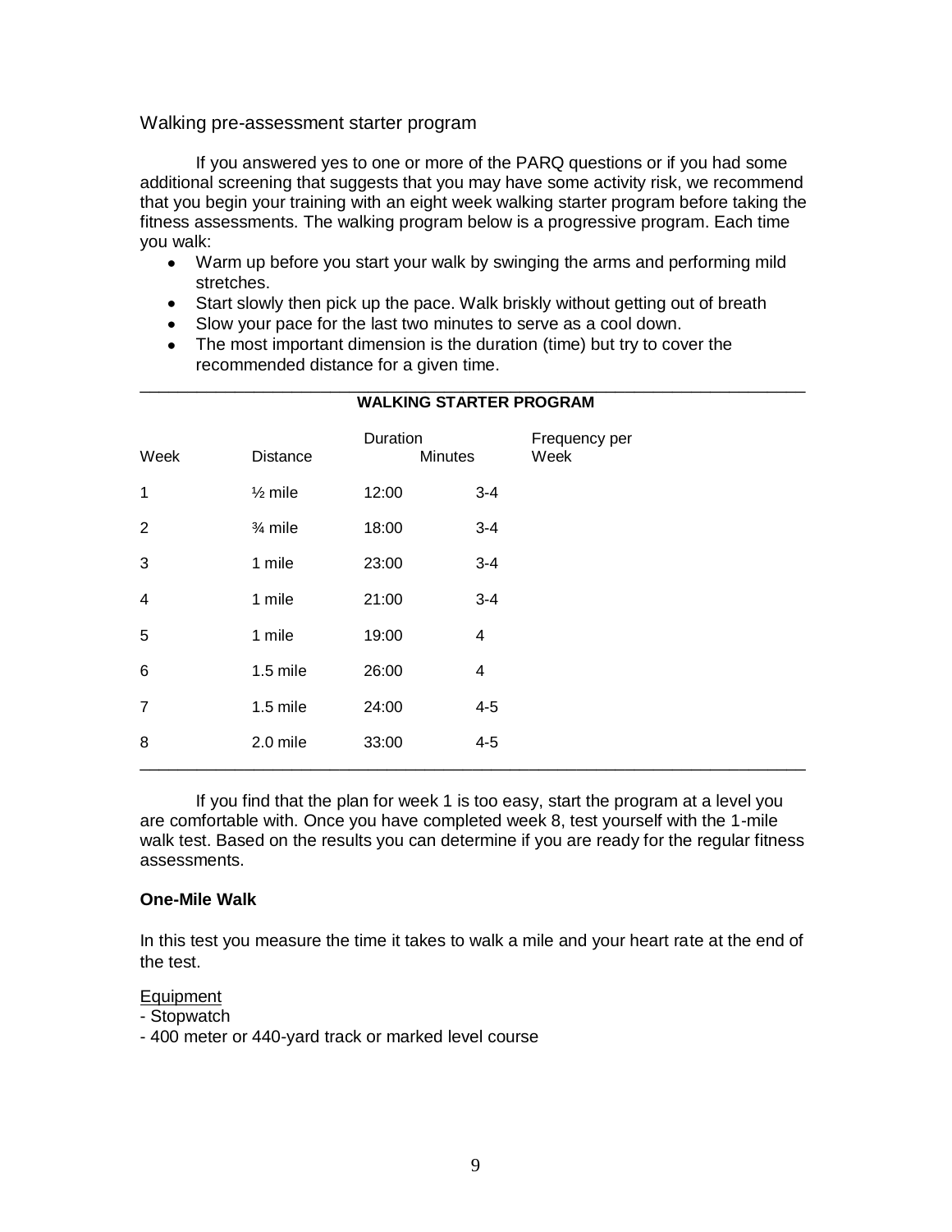## Walking pre-assessment starter program

If you answered yes to one or more of the PARQ questions or if you had some additional screening that suggests that you may have some activity risk, we recommend that you begin your training with an eight week walking starter program before taking the fitness assessments. The walking program below is a progressive program. Each time you walk:

- Warm up before you start your walk by swinging the arms and performing mild stretches.
- Start slowly then pick up the pace. Walk briskly without getting out of breath
- Slow your pace for the last two minutes to serve as a cool down.
- The most important dimension is the duration (time) but try to cover the recommended distance for a given time.

**WALKING STARTER PROGRAM**

| Week | Distance | Duration Minutes | Frequency per Week |
|---|---|---|---|
| 1 | ½ mile | 12:00 | 3-4 |
| 2 | ¾ mile | 18:00 | 3-4 |
| 3 | 1 mile | 23:00 | 3-4 |
| 4 | 1 mile | 21:00 | 3-4 |
| 5 | 1 mile | 19:00 | 4 |
| 6 | 1.5 mile | 26:00 | 4 |
| 7 | 1.5 mile | 24:00 | 4-5 |
| 8 | 2.0 mile | 33:00 | 4-5 |

If you find that the plan for week 1 is too easy, start the program at a level you are comfortable with. Once you have completed week 8, test yourself with the 1-mile walk test. Based on the results you can determine if you are ready for the regular fitness assessments.

**One-Mile Walk**

In this test you measure the time it takes to walk a mile and your heart rate at the end of the test.

Equipment

- Stopwatch
- 400 meter or 440-yard track or marked level course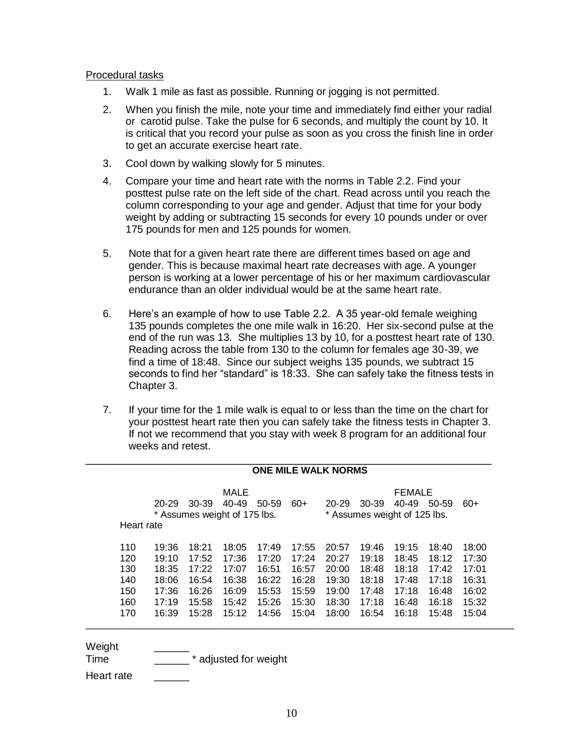Procedural tasks

1. Walk 1 mile as fast as possible. Running or jogging is not permitted.
2. When you finish the mile, note your time and immediately find either your radial or carotid pulse. Take the pulse for 6 seconds, and multiply the count by 10. It is critical that you record your pulse as soon as you cross the finish line in order to get an accurate exercise heart rate.
3. Cool down by walking slowly for 5 minutes.
4. Compare your time and heart rate with the norms in Table 2.2. Find your posttest pulse rate on the left side of the chart. Read across until you reach the column corresponding to your age and gender. Adjust that time for your body weight by adding or subtracting 15 seconds for every 10 pounds under or over 175 pounds for men and 125 pounds for women.
5. Note that for a given heart rate there are different times based on age and gender. This is because maximal heart rate decreases with age. A younger person is working at a lower percentage of his or her maximum cardiovascular endurance than an older individual would be at the same heart rate.
6. Here's an example of how to use Table 2.2. A 35 year-old female weighing 135 pounds completes the one mile walk in 16:20. Her six-second pulse at the end of the run was 13. She multiplies 13 by 10, for a posttest heart rate of 130. Reading across the table from 130 to the column for females age 30-39, we find a time of 18:48. Since our subject weighs 135 pounds, we subtract 15 seconds to find her "standard" is 18:33. She can safely take the fitness tests in Chapter 3.
7. If your time for the 1 mile walk is equal to or less than the time on the chart for your posttest heart rate then you can safely take the fitness tests in Chapter 3. If not we recommend that you stay with week 8 program for an additional four weeks and retest.

**ONE MILE WALK NORMS**

| | MALE * Assumes weight of 175 lbs. | | | | | FEMALE * Assumes weight of 125 lbs. | | | | |
|---|---|---|---|---|---|---|---|---|---|---|
| Heart rate | 20-29 | 30-39 | 40-49 | 50-59 | 60+ | 20-29 | 30-39 | 40-49 | 50-59 | 60+ |
| 110 | 19:36 | 18:21 | 18:05 | 17:49 | 17:55 | 20:57 | 19:46 | 19:15 | 18:40 | 18:00 |
| 120 | 19:10 | 17:52 | 17:36 | 17:20 | 17:24 | 20:27 | 19:18 | 18:45 | 18:12 | 17:30 |
| 130 | 18:35 | 17:22 | 17:07 | 16:51 | 16:57 | 20:00 | 18:48 | 18:18 | 17:42 | 17:01 |
| 140 | 18:06 | 16:54 | 16:38 | 16:22 | 16:28 | 19:30 | 18:18 | 17:48 | 17:18 | 16:31 |
| 150 | 17:36 | 16:26 | 16:09 | 15:53 | 15:59 | 19:00 | 17:48 | 17:18 | 16:48 | 16:02 |
| 160 | 17:19 | 15:58 | 15:42 | 15:26 | 15:30 | 18:30 | 17:18 | 16:48 | 16:18 | 15:32 |
| 170 | 16:39 | 15:28 | 15:12 | 14:56 | 15:04 | 18:00 | 16:54 | 16:18 | 15:48 | 15:04 |

Weight ______

Time ______ * adjusted for weight

Heart rate ______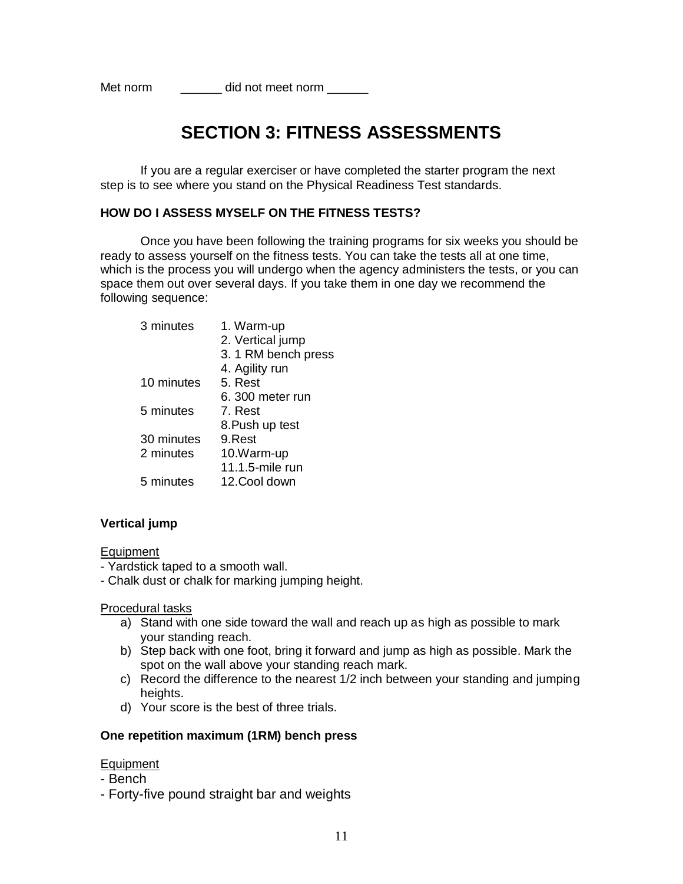Met norm ______ did not meet norm ______

# SECTION 3: FITNESS ASSESSMENTS

If you are a regular exerciser or have completed the starter program the next step is to see where you stand on the Physical Readiness Test standards.

**HOW DO I ASSESS MYSELF ON THE FITNESS TESTS?**

Once you have been following the training programs for six weeks you should be ready to assess yourself on the fitness tests. You can take the tests all at one time, which is the process you will undergo when the agency administers the tests, or you can space them out over several days. If you take them in one day we recommend the following sequence:

| | |
|---|---|
| 3 minutes | 1. Warm-up |
| | 2. Vertical jump |
| | 3. 1 RM bench press |
| | 4. Agility run |
| 10 minutes | 5. Rest |
| | 6. 300 meter run |
| 5 minutes | 7. Rest |
| | 8.Push up test |
| 30 minutes | 9.Rest |
| 2 minutes | 10.Warm-up |
| | 11.1.5-mile run |
| 5 minutes | 12.Cool down |

**Vertical jump**

Equipment
- Yardstick taped to a smooth wall.
- Chalk dust or chalk for marking jumping height.

Procedural tasks

a) Stand with one side toward the wall and reach up as high as possible to mark your standing reach.
b) Step back with one foot, bring it forward and jump as high as possible. Mark the spot on the wall above your standing reach mark.
c) Record the difference to the nearest 1/2 inch between your standing and jumping heights.
d) Your score is the best of three trials.

**One repetition maximum (1RM) bench press**

Equipment
- Bench
- Forty-five pound straight bar and weights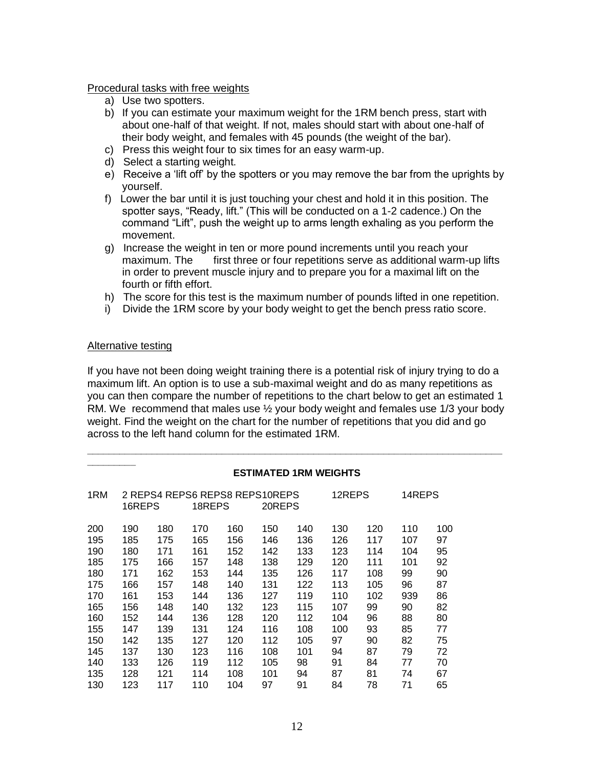Procedural tasks with free weights

a) Use two spotters.
b) If you can estimate your maximum weight for the 1RM bench press, start with about one-half of that weight. If not, males should start with about one-half of their body weight, and females with 45 pounds (the weight of the bar).
c) Press this weight four to six times for an easy warm-up.
d) Select a starting weight.
e) Receive a 'lift off' by the spotters or you may remove the bar from the uprights by yourself.
f) Lower the bar until it is just touching your chest and hold it in this position. The spotter says, "Ready, lift." (This will be conducted on a 1-2 cadence.) On the command "Lift", push the weight up to arms length exhaling as you perform the movement.
g) Increase the weight in ten or more pound increments until you reach your maximum. The first three or four repetitions serve as additional warm-up lifts in order to prevent muscle injury and to prepare you for a maximal lift on the fourth or fifth effort.
h) The score for this test is the maximum number of pounds lifted in one repetition.
i) Divide the 1RM score by your body weight to get the bench press ratio score.

Alternative testing

If you have not been doing weight training there is a potential risk of injury trying to do a maximum lift. An option is to use a sub-maximal weight and do as many repetitions as you can then compare the number of repetitions to the chart below to get an estimated 1 RM. We recommend that males use ½ your body weight and females use 1/3 your body weight. Find the weight on the chart for the number of repetitions that you did and go across to the left hand column for the estimated 1RM.

**ESTIMATED 1RM WEIGHTS**

| 1RM | 2 REPS | 4 REPS | 6 REPS | 8 REPS | 10REPS | 12REPS | 14REPS | 16REPS | 18REPS | 20REPS |
|---|---|---|---|---|---|---|---|---|---|---|
| 200 | 190 | 180 | 170 | 160 | 150 | 140 | 130 | 120 | 110 | 100 |
| 195 | 185 | 175 | 165 | 156 | 146 | 136 | 126 | 117 | 107 | 97 |
| 190 | 180 | 171 | 161 | 152 | 142 | 133 | 123 | 114 | 104 | 95 |
| 185 | 175 | 166 | 157 | 148 | 138 | 129 | 120 | 111 | 101 | 92 |
| 180 | 171 | 162 | 153 | 144 | 135 | 126 | 117 | 108 | 99 | 90 |
| 175 | 166 | 157 | 148 | 140 | 131 | 122 | 113 | 105 | 96 | 87 |
| 170 | 161 | 153 | 144 | 136 | 127 | 119 | 110 | 102 | 939 | 86 |
| 165 | 156 | 148 | 140 | 132 | 123 | 115 | 107 | 99 | 90 | 82 |
| 160 | 152 | 144 | 136 | 128 | 120 | 112 | 104 | 96 | 88 | 80 |
| 155 | 147 | 139 | 131 | 124 | 116 | 108 | 100 | 93 | 85 | 77 |
| 150 | 142 | 135 | 127 | 120 | 112 | 105 | 97 | 90 | 82 | 75 |
| 145 | 137 | 130 | 123 | 116 | 108 | 101 | 94 | 87 | 79 | 72 |
| 140 | 133 | 126 | 119 | 112 | 105 | 98 | 91 | 84 | 77 | 70 |
| 135 | 128 | 121 | 114 | 108 | 101 | 94 | 87 | 81 | 74 | 67 |
| 130 | 123 | 117 | 110 | 104 | 97 | 91 | 84 | 78 | 71 | 65 |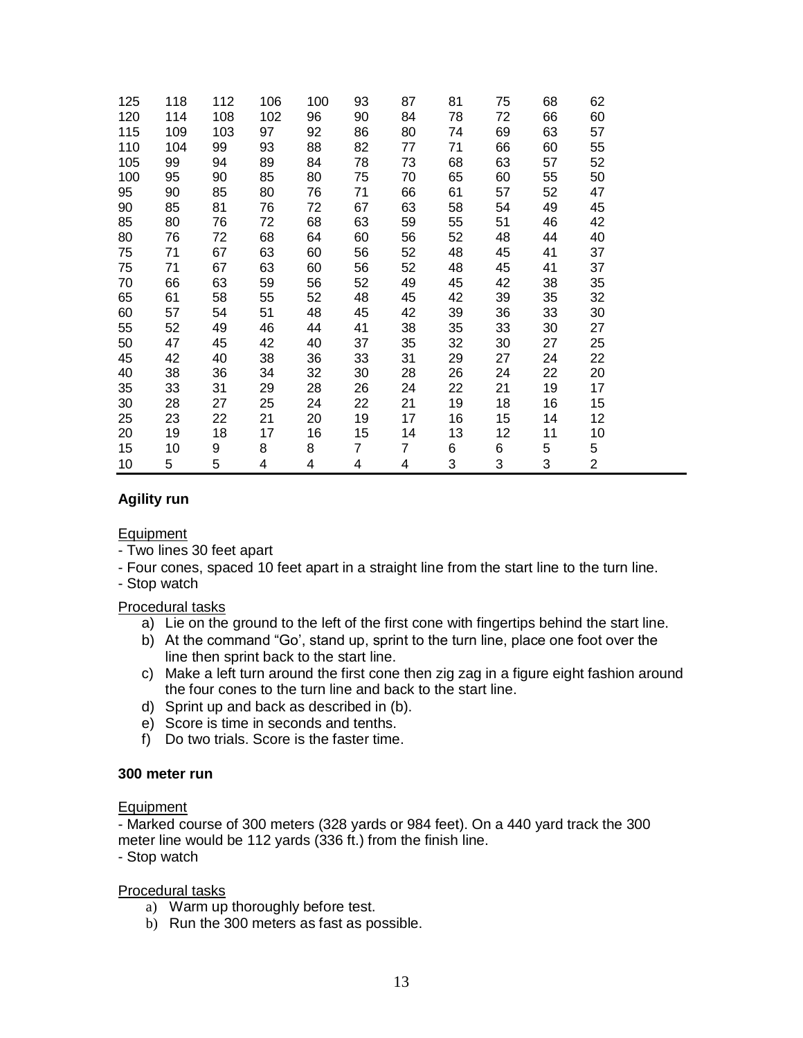| | | | | | | | | | | |
|---|---|---|---|---|---|---|---|---|---|---|
| 125 | 118 | 112 | 106 | 100 | 93 | 87 | 81 | 75 | 68 | 62 |
| 120 | 114 | 108 | 102 | 96 | 90 | 84 | 78 | 72 | 66 | 60 |
| 115 | 109 | 103 | 97 | 92 | 86 | 80 | 74 | 69 | 63 | 57 |
| 110 | 104 | 99 | 93 | 88 | 82 | 77 | 71 | 66 | 60 | 55 |
| 105 | 99 | 94 | 89 | 84 | 78 | 73 | 68 | 63 | 57 | 52 |
| 100 | 95 | 90 | 85 | 80 | 75 | 70 | 65 | 60 | 55 | 50 |
| 95 | 90 | 85 | 80 | 76 | 71 | 66 | 61 | 57 | 52 | 47 |
| 90 | 85 | 81 | 76 | 72 | 67 | 63 | 58 | 54 | 49 | 45 |
| 85 | 80 | 76 | 72 | 68 | 63 | 59 | 55 | 51 | 46 | 42 |
| 80 | 76 | 72 | 68 | 64 | 60 | 56 | 52 | 48 | 44 | 40 |
| 75 | 71 | 67 | 63 | 60 | 56 | 52 | 48 | 45 | 41 | 37 |
| 75 | 71 | 67 | 63 | 60 | 56 | 52 | 48 | 45 | 41 | 37 |
| 70 | 66 | 63 | 59 | 56 | 52 | 49 | 45 | 42 | 38 | 35 |
| 65 | 61 | 58 | 55 | 52 | 48 | 45 | 42 | 39 | 35 | 32 |
| 60 | 57 | 54 | 51 | 48 | 45 | 42 | 39 | 36 | 33 | 30 |
| 55 | 52 | 49 | 46 | 44 | 41 | 38 | 35 | 33 | 30 | 27 |
| 50 | 47 | 45 | 42 | 40 | 37 | 35 | 32 | 30 | 27 | 25 |
| 45 | 42 | 40 | 38 | 36 | 33 | 31 | 29 | 27 | 24 | 22 |
| 40 | 38 | 36 | 34 | 32 | 30 | 28 | 26 | 24 | 22 | 20 |
| 35 | 33 | 31 | 29 | 28 | 26 | 24 | 22 | 21 | 19 | 17 |
| 30 | 28 | 27 | 25 | 24 | 22 | 21 | 19 | 18 | 16 | 15 |
| 25 | 23 | 22 | 21 | 20 | 19 | 17 | 16 | 15 | 14 | 12 |
| 20 | 19 | 18 | 17 | 16 | 15 | 14 | 13 | 12 | 11 | 10 |
| 15 | 10 | 9 | 8 | 8 | 7 | 7 | 6 | 6 | 5 | 5 |
| 10 | 5 | 5 | 4 | 4 | 4 | 4 | 3 | 3 | 3 | 2 |

### Agility run

Equipment

- Two lines 30 feet apart
- Four cones, spaced 10 feet apart in a straight line from the start line to the turn line.
- Stop watch

Procedural tasks

a) Lie on the ground to the left of the first cone with fingertips behind the start line.
b) At the command "Go', stand up, sprint to the turn line, place one foot over the line then sprint back to the start line.
c) Make a left turn around the first cone then zig zag in a figure eight fashion around the four cones to the turn line and back to the start line.
d) Sprint up and back as described in (b).
e) Score is time in seconds and tenths.
f) Do two trials. Score is the faster time.

### 300 meter run

Equipment

- Marked course of 300 meters (328 yards or 984 feet). On a 440 yard track the 300 meter line would be 112 yards (336 ft.) from the finish line.
- Stop watch

Procedural tasks

a) Warm up thoroughly before test.
b) Run the 300 meters as fast as possible.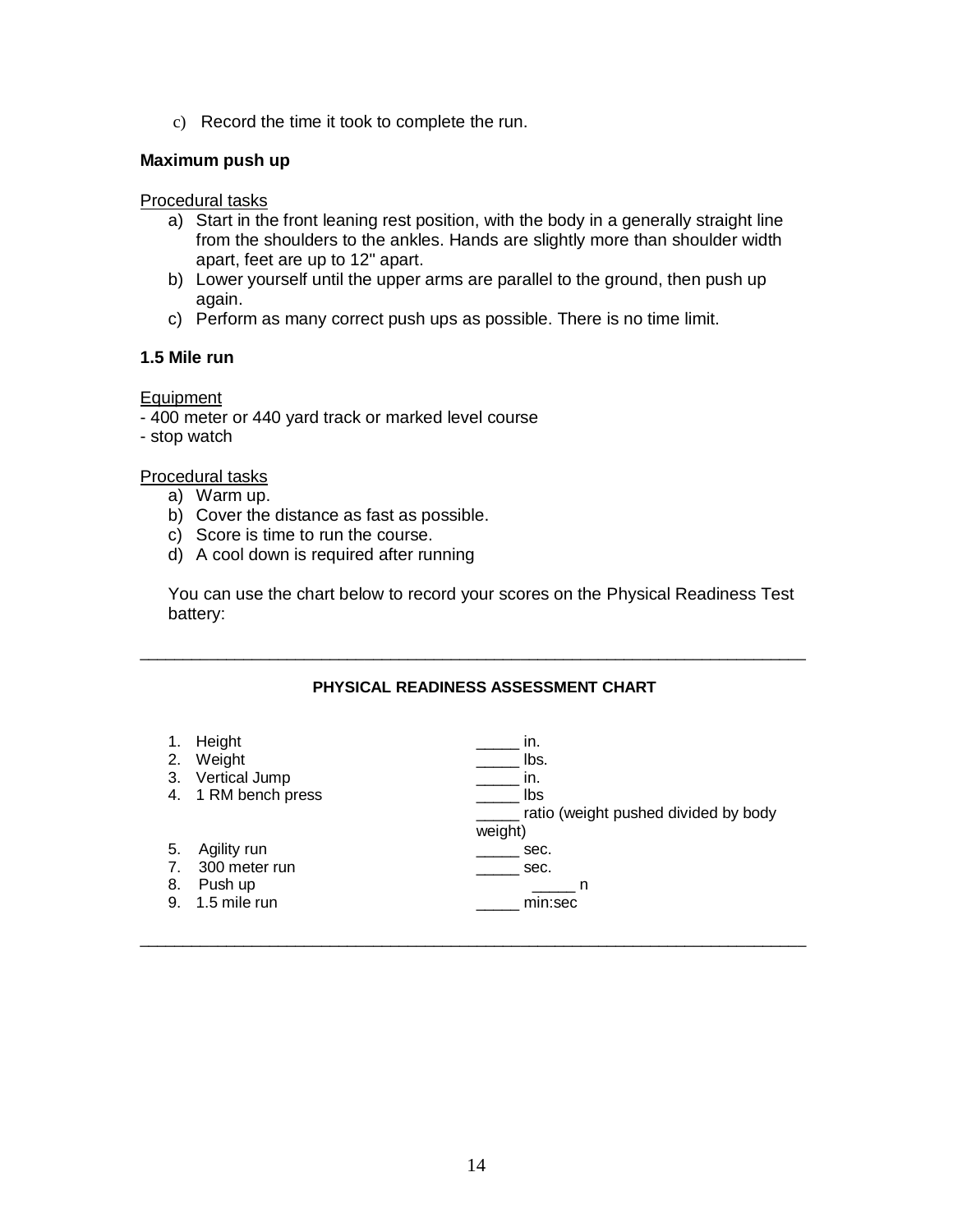c) Record the time it took to complete the run.

**Maximum push up**

Procedural tasks

a) Start in the front leaning rest position, with the body in a generally straight line from the shoulders to the ankles. Hands are slightly more than shoulder width apart, feet are up to 12" apart.
b) Lower yourself until the upper arms are parallel to the ground, then push up again.
c) Perform as many correct push ups as possible. There is no time limit.

**1.5 Mile run**

Equipment

- 400 meter or 440 yard track or marked level course
- stop watch

Procedural tasks

a) Warm up.
b) Cover the distance as fast as possible.
c) Score is time to run the course.
d) A cool down is required after running

You can use the chart below to record your scores on the Physical Readiness Test battery:

---

**PHYSICAL READINESS ASSESSMENT CHART**

| | |
|---|---|
| 1. Height | _____ in. |
| 2. Weight | _____ lbs. |
| 3. Vertical Jump | _____ in. |
| 4. 1 RM bench press | _____ lbs |
| | _____ ratio (weight pushed divided by body weight) |
| 5. Agility run | _____ sec. |
| 7. 300 meter run | _____ sec. |
| 8. Push up | _____ n |
| 9. 1.5 mile run | _____ min:sec |

---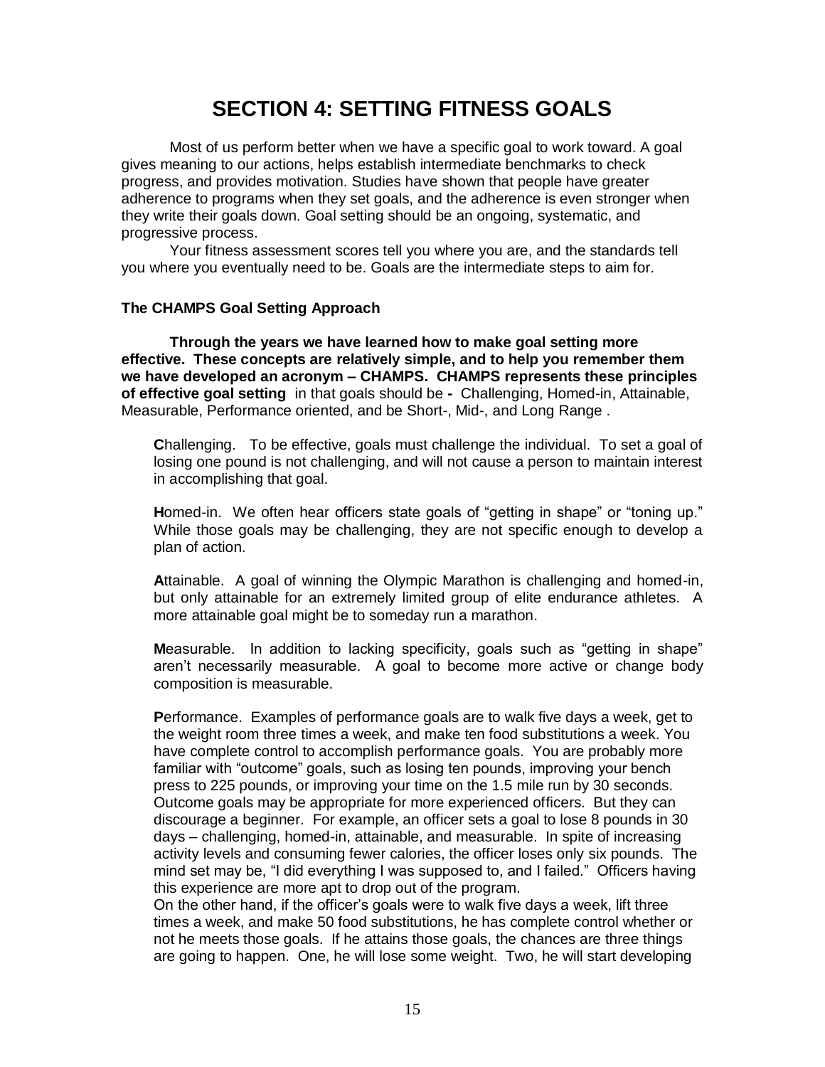# SECTION 4: SETTING FITNESS GOALS

Most of us perform better when we have a specific goal to work toward. A goal gives meaning to our actions, helps establish intermediate benchmarks to check progress, and provides motivation. Studies have shown that people have greater adherence to programs when they set goals, and the adherence is even stronger when they write their goals down. Goal setting should be an ongoing, systematic, and progressive process.

Your fitness assessment scores tell you where you are, and the standards tell you where you eventually need to be. Goals are the intermediate steps to aim for.

### The CHAMPS Goal Setting Approach

**Through the years we have learned how to make goal setting more effective. These concepts are relatively simple, and to help you remember them we have developed an acronym – CHAMPS. CHAMPS represents these principles of effective goal setting** in that goals should be **-** Challenging, Homed-in, Attainable, Measurable, Performance oriented, and be Short-, Mid-, and Long Range .

**C**hallenging. To be effective, goals must challenge the individual. To set a goal of losing one pound is not challenging, and will not cause a person to maintain interest in accomplishing that goal.

**H**omed-in. We often hear officers state goals of "getting in shape" or "toning up." While those goals may be challenging, they are not specific enough to develop a plan of action.

**A**ttainable. A goal of winning the Olympic Marathon is challenging and homed-in, but only attainable for an extremely limited group of elite endurance athletes. A more attainable goal might be to someday run a marathon.

**M**easurable. In addition to lacking specificity, goals such as "getting in shape" aren't necessarily measurable. A goal to become more active or change body composition is measurable.

**P**erformance. Examples of performance goals are to walk five days a week, get to the weight room three times a week, and make ten food substitutions a week. You have complete control to accomplish performance goals. You are probably more familiar with "outcome" goals, such as losing ten pounds, improving your bench press to 225 pounds, or improving your time on the 1.5 mile run by 30 seconds. Outcome goals may be appropriate for more experienced officers. But they can discourage a beginner. For example, an officer sets a goal to lose 8 pounds in 30 days – challenging, homed-in, attainable, and measurable. In spite of increasing activity levels and consuming fewer calories, the officer loses only six pounds. The mind set may be, "I did everything I was supposed to, and I failed." Officers having this experience are more apt to drop out of the program.
On the other hand, if the officer's goals were to walk five days a week, lift three times a week, and make 50 food substitutions, he has complete control whether or not he meets those goals. If he attains those goals, the chances are three things are going to happen. One, he will lose some weight. Two, he will start developing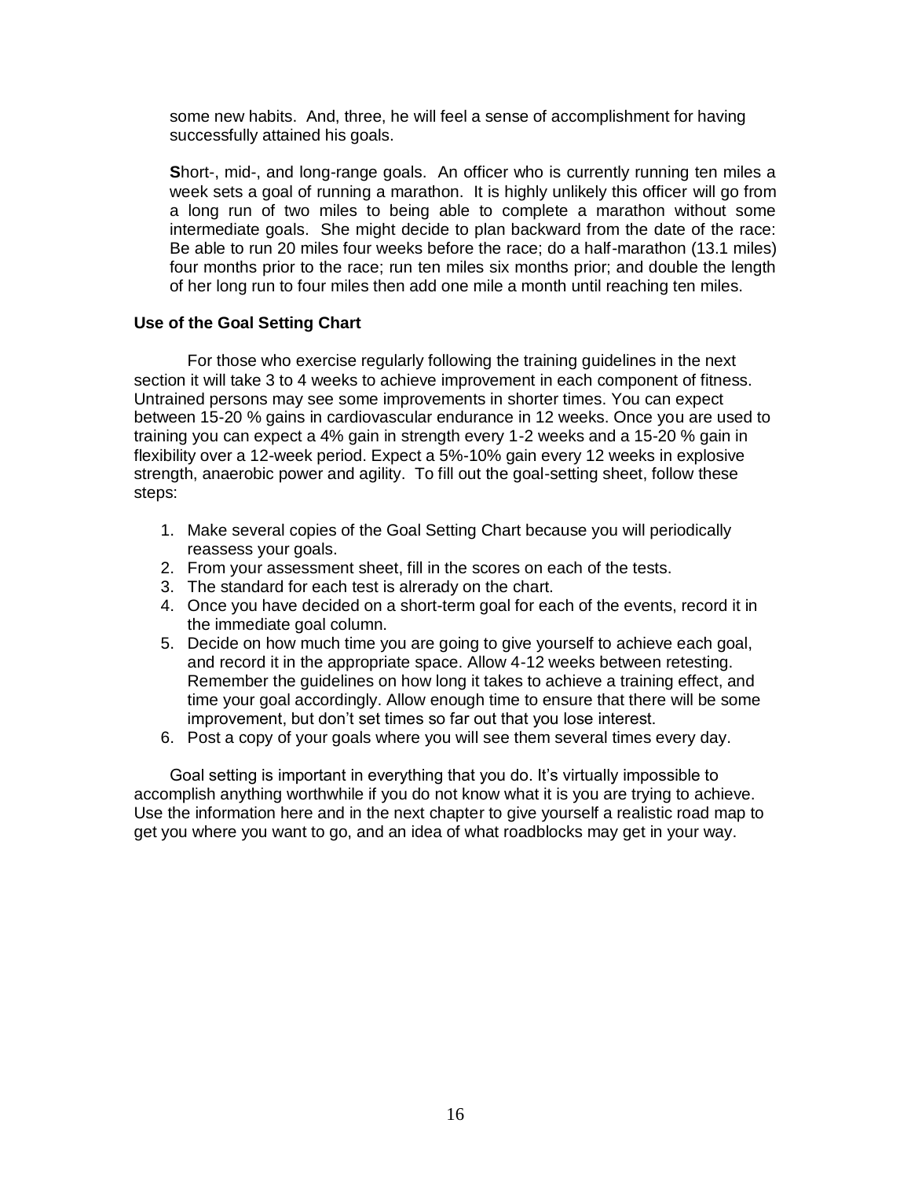some new habits. And, three, he will feel a sense of accomplishment for having successfully attained his goals.

**S**hort-, mid-, and long-range goals. An officer who is currently running ten miles a week sets a goal of running a marathon. It is highly unlikely this officer will go from a long run of two miles to being able to complete a marathon without some intermediate goals. She might decide to plan backward from the date of the race: Be able to run 20 miles four weeks before the race; do a half-marathon (13.1 miles) four months prior to the race; run ten miles six months prior; and double the length of her long run to four miles then add one mile a month until reaching ten miles.

**Use of the Goal Setting Chart**

For those who exercise regularly following the training guidelines in the next section it will take 3 to 4 weeks to achieve improvement in each component of fitness. Untrained persons may see some improvements in shorter times. You can expect between 15-20 % gains in cardiovascular endurance in 12 weeks. Once you are used to training you can expect a 4% gain in strength every 1-2 weeks and a 15-20 % gain in flexibility over a 12-week period. Expect a 5%-10% gain every 12 weeks in explosive strength, anaerobic power and agility. To fill out the goal-setting sheet, follow these steps:

1. Make several copies of the Goal Setting Chart because you will periodically reassess your goals.
2. From your assessment sheet, fill in the scores on each of the tests.
3. The standard for each test is alrerady on the chart.
4. Once you have decided on a short-term goal for each of the events, record it in the immediate goal column.
5. Decide on how much time you are going to give yourself to achieve each goal, and record it in the appropriate space. Allow 4-12 weeks between retesting. Remember the guidelines on how long it takes to achieve a training effect, and time your goal accordingly. Allow enough time to ensure that there will be some improvement, but don't set times so far out that you lose interest.
6. Post a copy of your goals where you will see them several times every day.

Goal setting is important in everything that you do. It's virtually impossible to accomplish anything worthwhile if you do not know what it is you are trying to achieve. Use the information here and in the next chapter to give yourself a realistic road map to get you where you want to go, and an idea of what roadblocks may get in your way.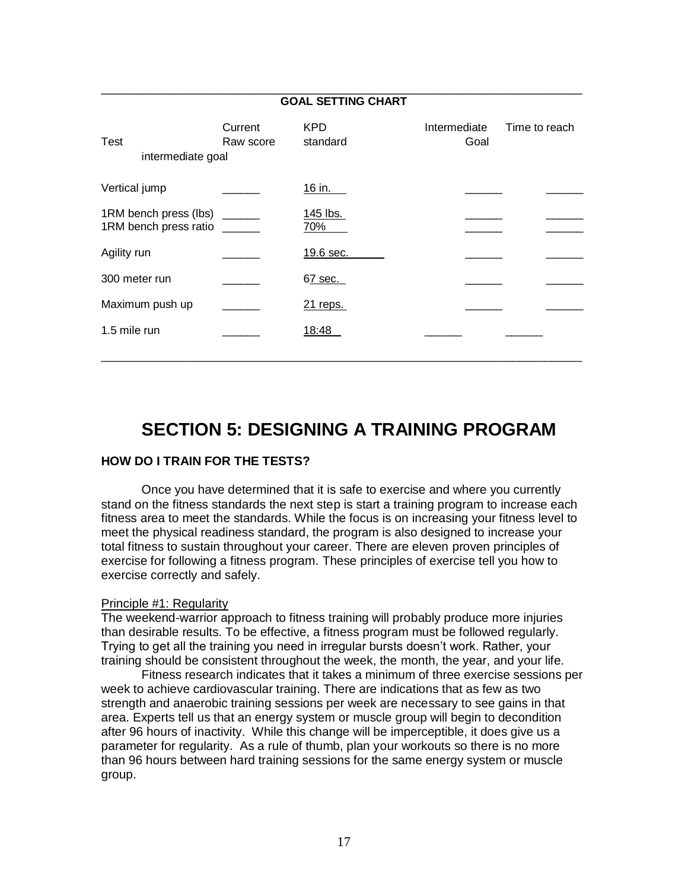**GOAL SETTING CHART**

| Test | Current Raw score | KPD standard | Intermediate Goal | Time to reach intermediate goal |
|---|---|---|---|---|
| Vertical jump | ______ | 16 in. | ______ | ______ |
| 1RM bench press (lbs) | ______ | 145 lbs. | ______ | ______ |
| 1RM bench press ratio | ______ | 70% | ______ | ______ |
| Agility run | ______ | 19.6 sec. | ______ | ______ |
| 300 meter run | ______ | 67 sec. | ______ | ______ |
| Maximum push up | ______ | 21 reps. | ______ | ______ |
| 1.5 mile run | ______ | 18:48 | ______ | ______ |

# SECTION 5: DESIGNING A TRAINING PROGRAM

## HOW DO I TRAIN FOR THE TESTS?

Once you have determined that it is safe to exercise and where you currently stand on the fitness standards the next step is start a training program to increase each fitness area to meet the standards. While the focus is on increasing your fitness level to meet the physical readiness standard, the program is also designed to increase your total fitness to sustain throughout your career. There are eleven proven principles of exercise for following a fitness program. These principles of exercise tell you how to exercise correctly and safely.

Principle #1: Regularity

The weekend-warrior approach to fitness training will probably produce more injuries than desirable results. To be effective, a fitness program must be followed regularly. Trying to get all the training you need in irregular bursts doesn't work. Rather, your training should be consistent throughout the week, the month, the year, and your life.

Fitness research indicates that it takes a minimum of three exercise sessions per week to achieve cardiovascular training. There are indications that as few as two strength and anaerobic training sessions per week are necessary to see gains in that area. Experts tell us that an energy system or muscle group will begin to decondition after 96 hours of inactivity. While this change will be imperceptible, it does give us a parameter for regularity. As a rule of thumb, plan your workouts so there is no more than 96 hours between hard training sessions for the same energy system or muscle group.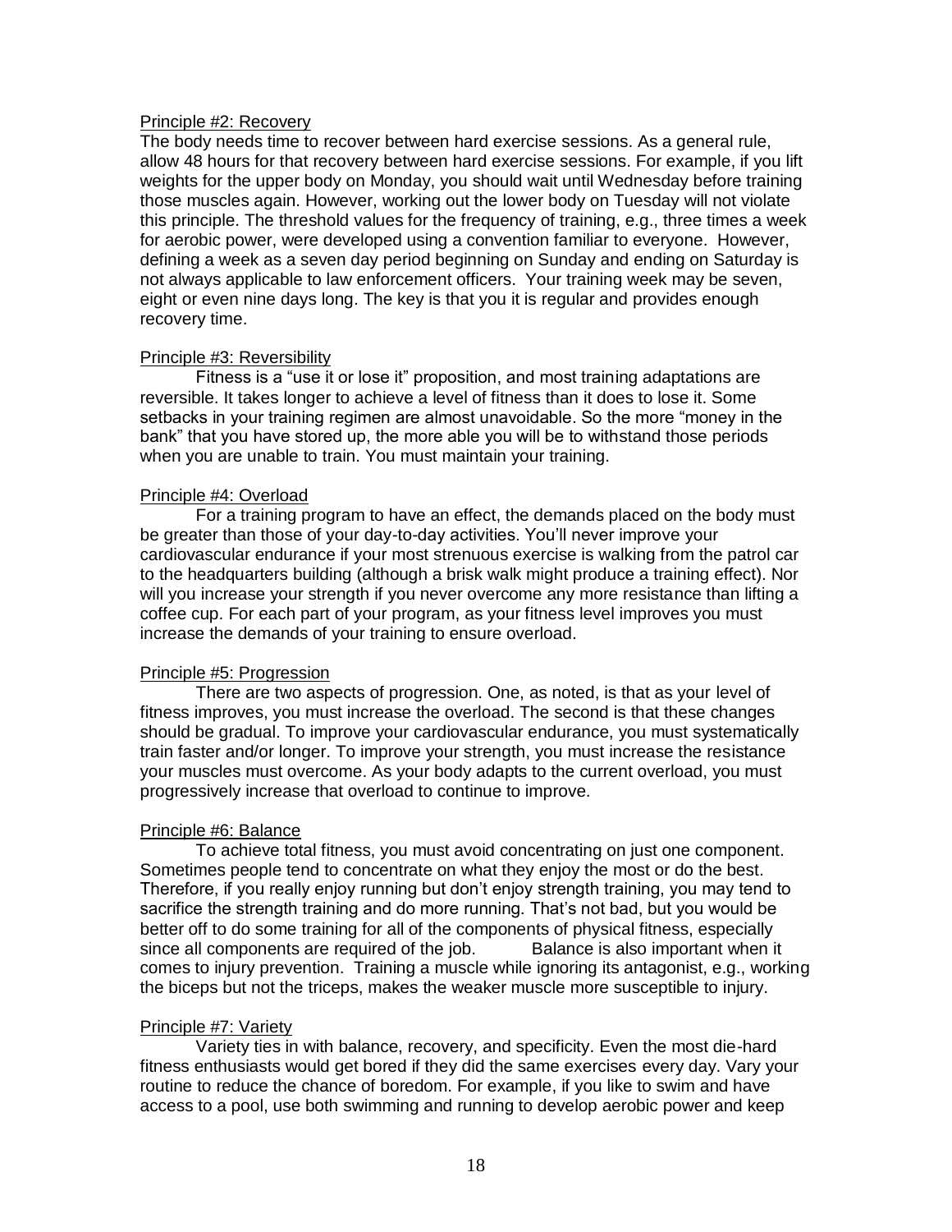Principle #2: Recovery

The body needs time to recover between hard exercise sessions. As a general rule, allow 48 hours for that recovery between hard exercise sessions. For example, if you lift weights for the upper body on Monday, you should wait until Wednesday before training those muscles again. However, working out the lower body on Tuesday will not violate this principle. The threshold values for the frequency of training, e.g., three times a week for aerobic power, were developed using a convention familiar to everyone. However, defining a week as a seven day period beginning on Sunday and ending on Saturday is not always applicable to law enforcement officers. Your training week may be seven, eight or even nine days long. The key is that you it is regular and provides enough recovery time.

Principle #3: Reversibility

Fitness is a "use it or lose it" proposition, and most training adaptations are reversible. It takes longer to achieve a level of fitness than it does to lose it. Some setbacks in your training regimen are almost unavoidable. So the more "money in the bank" that you have stored up, the more able you will be to withstand those periods when you are unable to train. You must maintain your training.

Principle #4: Overload

For a training program to have an effect, the demands placed on the body must be greater than those of your day-to-day activities. You'll never improve your cardiovascular endurance if your most strenuous exercise is walking from the patrol car to the headquarters building (although a brisk walk might produce a training effect). Nor will you increase your strength if you never overcome any more resistance than lifting a coffee cup. For each part of your program, as your fitness level improves you must increase the demands of your training to ensure overload.

Principle #5: Progression

There are two aspects of progression. One, as noted, is that as your level of fitness improves, you must increase the overload. The second is that these changes should be gradual. To improve your cardiovascular endurance, you must systematically train faster and/or longer. To improve your strength, you must increase the resistance your muscles must overcome. As your body adapts to the current overload, you must progressively increase that overload to continue to improve.

Principle #6: Balance

To achieve total fitness, you must avoid concentrating on just one component. Sometimes people tend to concentrate on what they enjoy the most or do the best. Therefore, if you really enjoy running but don't enjoy strength training, you may tend to sacrifice the strength training and do more running. That's not bad, but you would be better off to do some training for all of the components of physical fitness, especially since all components are required of the job. Balance is also important when it comes to injury prevention. Training a muscle while ignoring its antagonist, e.g., working the biceps but not the triceps, makes the weaker muscle more susceptible to injury.

Principle #7: Variety

Variety ties in with balance, recovery, and specificity. Even the most die-hard fitness enthusiasts would get bored if they did the same exercises every day. Vary your routine to reduce the chance of boredom. For example, if you like to swim and have access to a pool, use both swimming and running to develop aerobic power and keep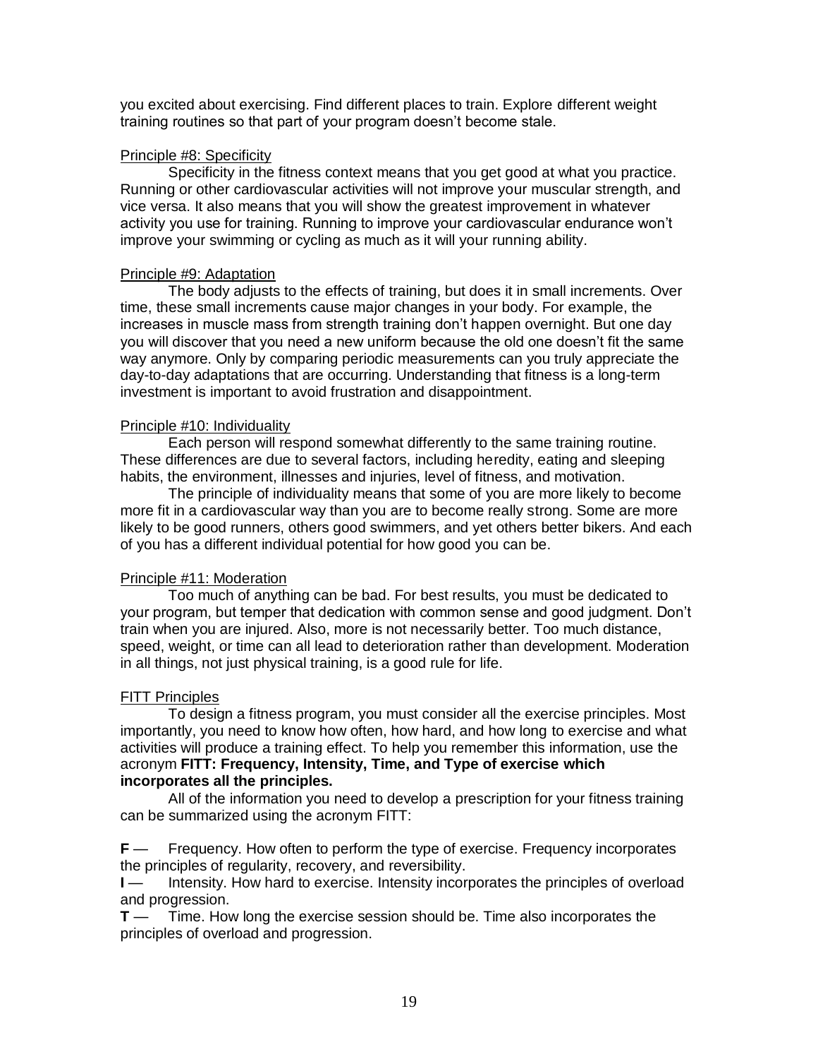you excited about exercising. Find different places to train. Explore different weight training routines so that part of your program doesn't become stale.

### Principle #8: Specificity

Specificity in the fitness context means that you get good at what you practice. Running or other cardiovascular activities will not improve your muscular strength, and vice versa. It also means that you will show the greatest improvement in whatever activity you use for training. Running to improve your cardiovascular endurance won't improve your swimming or cycling as much as it will your running ability.

### Principle #9: Adaptation

The body adjusts to the effects of training, but does it in small increments. Over time, these small increments cause major changes in your body. For example, the increases in muscle mass from strength training don't happen overnight. But one day you will discover that you need a new uniform because the old one doesn't fit the same way anymore. Only by comparing periodic measurements can you truly appreciate the day-to-day adaptations that are occurring. Understanding that fitness is a long-term investment is important to avoid frustration and disappointment.

### Principle #10: Individuality

Each person will respond somewhat differently to the same training routine. These differences are due to several factors, including heredity, eating and sleeping habits, the environment, illnesses and injuries, level of fitness, and motivation.

The principle of individuality means that some of you are more likely to become more fit in a cardiovascular way than you are to become really strong. Some are more likely to be good runners, others good swimmers, and yet others better bikers. And each of you has a different individual potential for how good you can be.

### Principle #11: Moderation

Too much of anything can be bad. For best results, you must be dedicated to your program, but temper that dedication with common sense and good judgment. Don't train when you are injured. Also, more is not necessarily better. Too much distance, speed, weight, or time can all lead to deterioration rather than development. Moderation in all things, not just physical training, is a good rule for life.

### FITT Principles

To design a fitness program, you must consider all the exercise principles. Most importantly, you need to know how often, how hard, and how long to exercise and what activities will produce a training effect. To help you remember this information, use the acronym **FITT: Frequency, Intensity, Time, and Type of exercise which incorporates all the principles.**

All of the information you need to develop a prescription for your fitness training can be summarized using the acronym FITT:

**F** — Frequency. How often to perform the type of exercise. Frequency incorporates the principles of regularity, recovery, and reversibility.
**I** — Intensity. How hard to exercise. Intensity incorporates the principles of overload and progression.
**T** — Time. How long the exercise session should be. Time also incorporates the principles of overload and progression.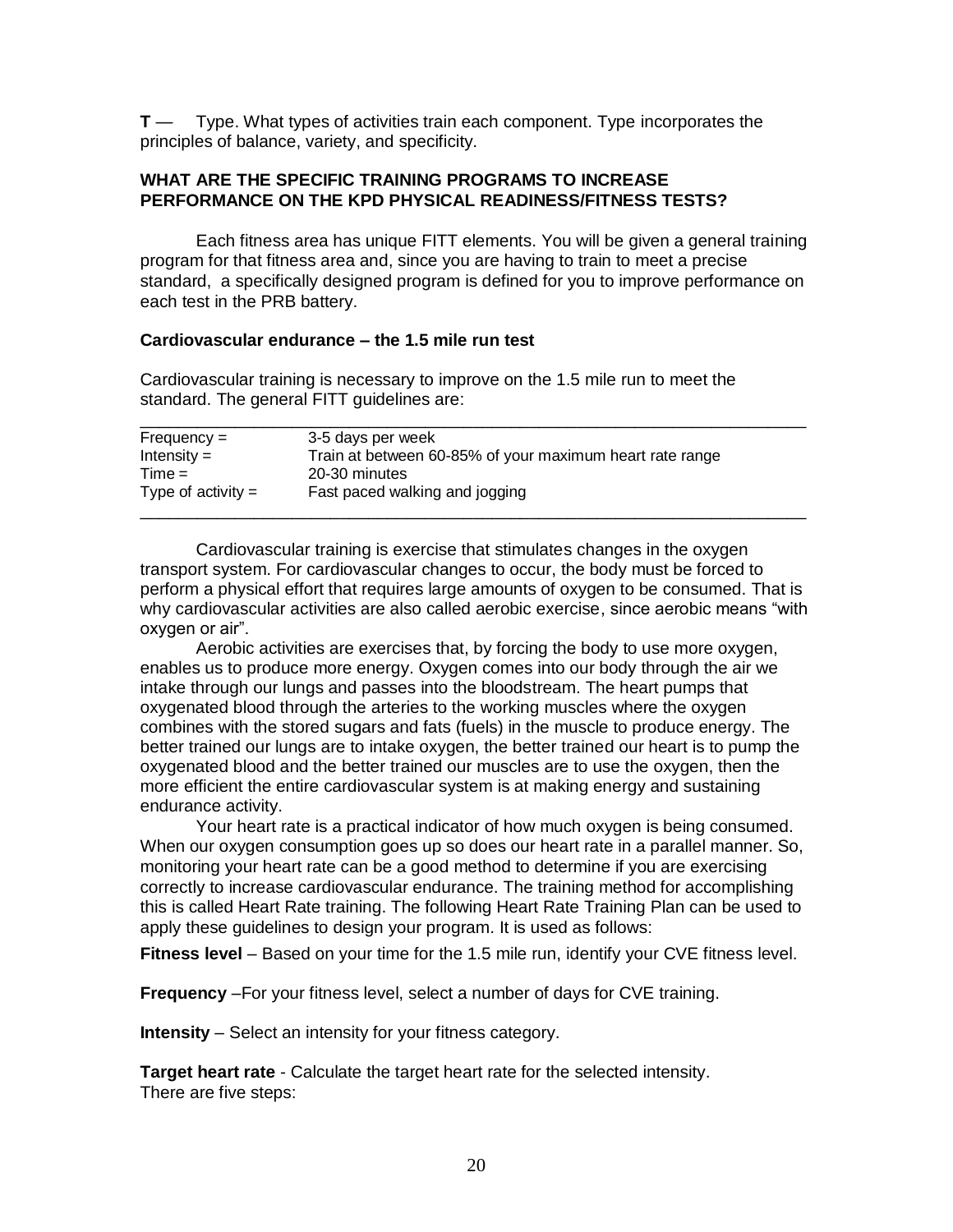**T** — Type. What types of activities train each component. Type incorporates the principles of balance, variety, and specificity.

**WHAT ARE THE SPECIFIC TRAINING PROGRAMS TO INCREASE PERFORMANCE ON THE KPD PHYSICAL READINESS/FITNESS TESTS?**

Each fitness area has unique FITT elements. You will be given a general training program for that fitness area and, since you are having to train to meet a precise standard, a specifically designed program is defined for you to improve performance on each test in the PRB battery.

**Cardiovascular endurance – the 1.5 mile run test**

Cardiovascular training is necessary to improve on the 1.5 mile run to meet the standard. The general FITT guidelines are:

| | |
|---|---|
| Frequency = | 3-5 days per week |
| Intensity = | Train at between 60-85% of your maximum heart rate range |
| Time = | 20-30 minutes |
| Type of activity = | Fast paced walking and jogging |

Cardiovascular training is exercise that stimulates changes in the oxygen transport system. For cardiovascular changes to occur, the body must be forced to perform a physical effort that requires large amounts of oxygen to be consumed. That is why cardiovascular activities are also called aerobic exercise, since aerobic means "with oxygen or air".

Aerobic activities are exercises that, by forcing the body to use more oxygen, enables us to produce more energy. Oxygen comes into our body through the air we intake through our lungs and passes into the bloodstream. The heart pumps that oxygenated blood through the arteries to the working muscles where the oxygen combines with the stored sugars and fats (fuels) in the muscle to produce energy. The better trained our lungs are to intake oxygen, the better trained our heart is to pump the oxygenated blood and the better trained our muscles are to use the oxygen, then the more efficient the entire cardiovascular system is at making energy and sustaining endurance activity.

Your heart rate is a practical indicator of how much oxygen is being consumed. When our oxygen consumption goes up so does our heart rate in a parallel manner. So, monitoring your heart rate can be a good method to determine if you are exercising correctly to increase cardiovascular endurance. The training method for accomplishing this is called Heart Rate training. The following Heart Rate Training Plan can be used to apply these guidelines to design your program. It is used as follows:

**Fitness level** – Based on your time for the 1.5 mile run, identify your CVE fitness level.

**Frequency** –For your fitness level, select a number of days for CVE training.

**Intensity** – Select an intensity for your fitness category.

**Target heart rate** - Calculate the target heart rate for the selected intensity. There are five steps: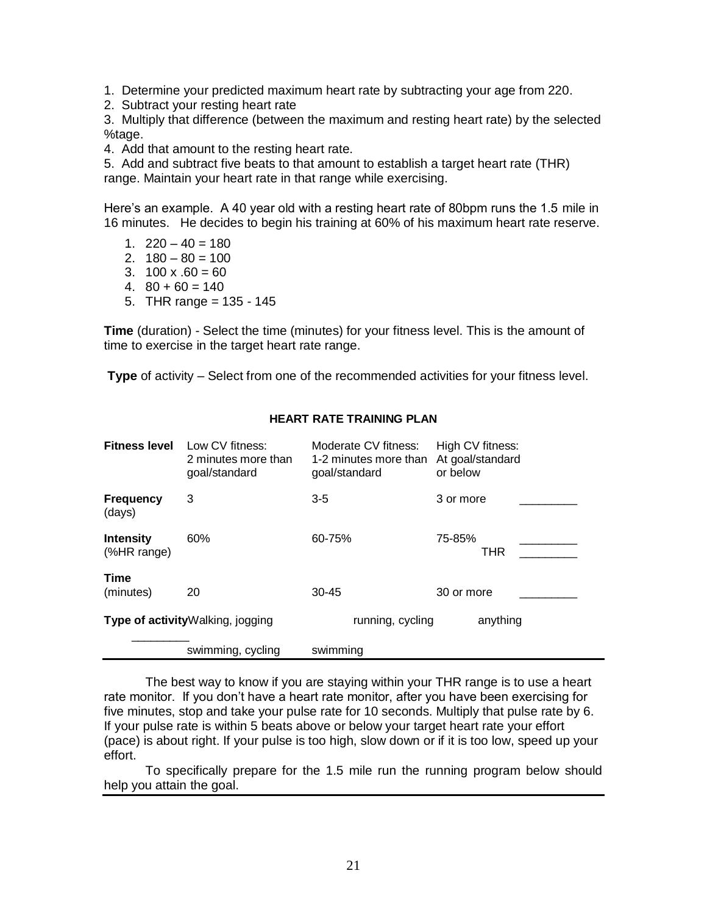1. Determine your predicted maximum heart rate by subtracting your age from 220.
2. Subtract your resting heart rate
3. Multiply that difference (between the maximum and resting heart rate) by the selected %tage.
4. Add that amount to the resting heart rate.
5. Add and subtract five beats to that amount to establish a target heart rate (THR) range. Maintain your heart rate in that range while exercising.

Here's an example. A 40 year old with a resting heart rate of 80bpm runs the 1.5 mile in 16 minutes. He decides to begin his training at 60% of his maximum heart rate reserve.

1. 220 – 40 = 180
2. 180 – 80 = 100
3. 100 x .60 = 60
4. 80 + 60 = 140
5. THR range = 135 - 145

**Time** (duration) - Select the time (minutes) for your fitness level. This is the amount of time to exercise in the target heart rate range.

**Type** of activity – Select from one of the recommended activities for your fitness level.

**HEART RATE TRAINING PLAN**

| **Fitness level** | Low CV fitness: 2 minutes more than goal/standard | Moderate CV fitness: 1-2 minutes more than goal/standard | High CV fitness: At goal/standard or below | |
|---|---|---|---|---|
| **Frequency** (days) | 3 | 3-5 | 3 or more | _________ |
| **Intensity** (%HR range) | 60% | 60-75% | 75-85% | _________ |
| | | | THR | _________ |
| **Time** (minutes) | 20 | 30-45 | 30 or more | _________ |
| **Type of activity** | Walking, jogging swimming, cycling | running, cycling swimming | anything | |
| _________ | | | | |

The best way to know if you are staying within your THR range is to use a heart rate monitor. If you don't have a heart rate monitor, after you have been exercising for five minutes, stop and take your pulse rate for 10 seconds. Multiply that pulse rate by 6. If your pulse rate is within 5 beats above or below your target heart rate your effort (pace) is about right. If your pulse is too high, slow down or if it is too low, speed up your effort.

To specifically prepare for the 1.5 mile run the running program below should help you attain the goal.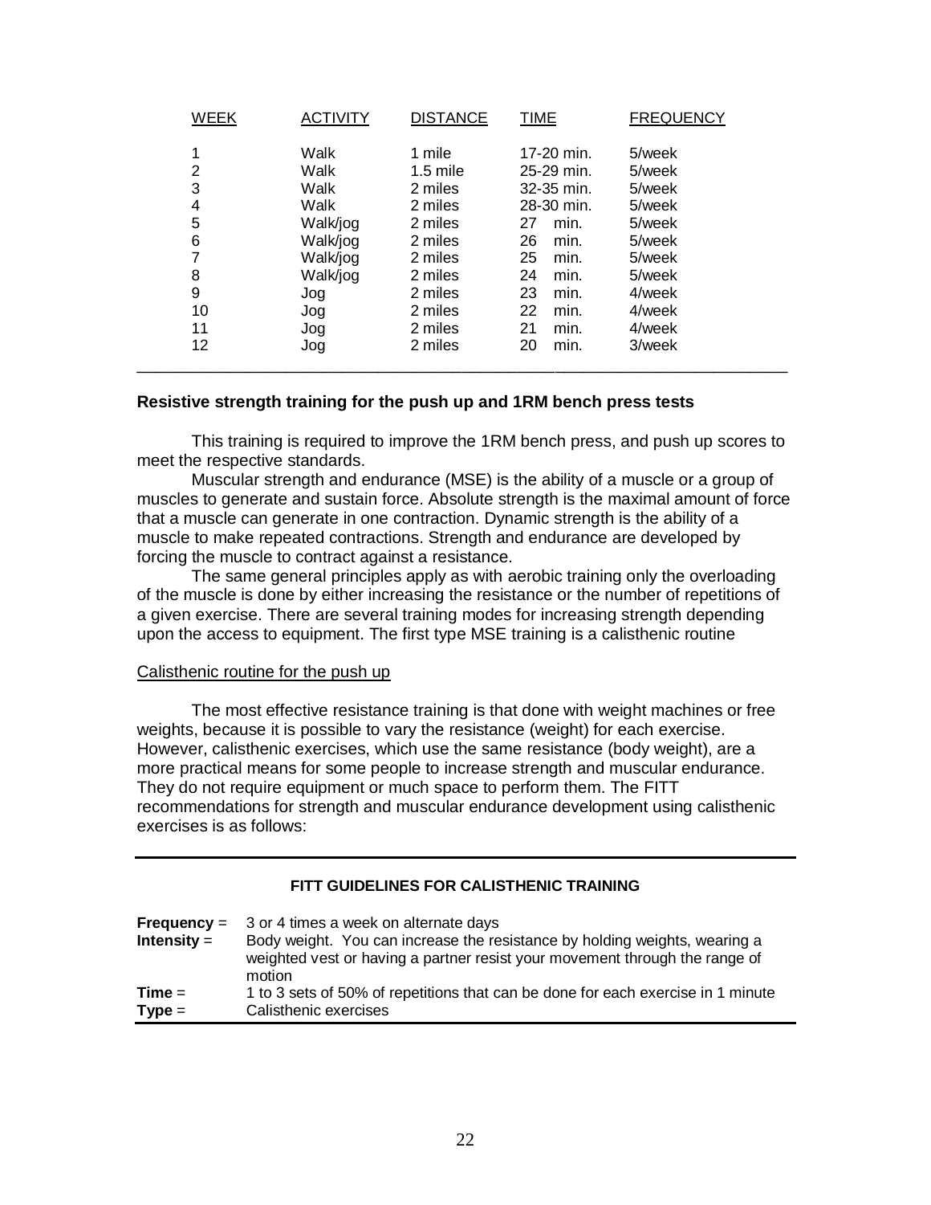| WEEK | ACTIVITY | DISTANCE | TIME | FREQUENCY |
|---|---|---|---|---|
| 1 | Walk | 1 mile | 17-20 min. | 5/week |
| 2 | Walk | 1.5 mile | 25-29 min. | 5/week |
| 3 | Walk | 2 miles | 32-35 min. | 5/week |
| 4 | Walk | 2 miles | 28-30 min. | 5/week |
| 5 | Walk/jog | 2 miles | 27 min. | 5/week |
| 6 | Walk/jog | 2 miles | 26 min. | 5/week |
| 7 | Walk/jog | 2 miles | 25 min. | 5/week |
| 8 | Walk/jog | 2 miles | 24 min. | 5/week |
| 9 | Jog | 2 miles | 23 min. | 4/week |
| 10 | Jog | 2 miles | 22 min. | 4/week |
| 11 | Jog | 2 miles | 21 min. | 4/week |
| 12 | Jog | 2 miles | 20 min. | 3/week |

**Resistive strength training for the push up and 1RM bench press tests**

This training is required to improve the 1RM bench press, and push up scores to meet the respective standards.

Muscular strength and endurance (MSE) is the ability of a muscle or a group of muscles to generate and sustain force. Absolute strength is the maximal amount of force that a muscle can generate in one contraction. Dynamic strength is the ability of a muscle to make repeated contractions. Strength and endurance are developed by forcing the muscle to contract against a resistance.

The same general principles apply as with aerobic training only the overloading of the muscle is done by either increasing the resistance or the number of repetitions of a given exercise. There are several training modes for increasing strength depending upon the access to equipment. The first type MSE training is a calisthenic routine

Calisthenic routine for the push up

The most effective resistance training is that done with weight machines or free weights, because it is possible to vary the resistance (weight) for each exercise. However, calisthenic exercises, which use the same resistance (body weight), are a more practical means for some people to increase strength and muscular endurance. They do not require equipment or much space to perform them. The FITT recommendations for strength and muscular endurance development using calisthenic exercises is as follows:

**FITT GUIDELINES FOR CALISTHENIC TRAINING**

| | |
|---|---|
| **Frequency** = | 3 or 4 times a week on alternate days |
| **Intensity** = | Body weight. You can increase the resistance by holding weights, wearing a weighted vest or having a partner resist your movement through the range of motion |
| **Time** = | 1 to 3 sets of 50% of repetitions that can be done for each exercise in 1 minute |
| **Type** = | Calisthenic exercises |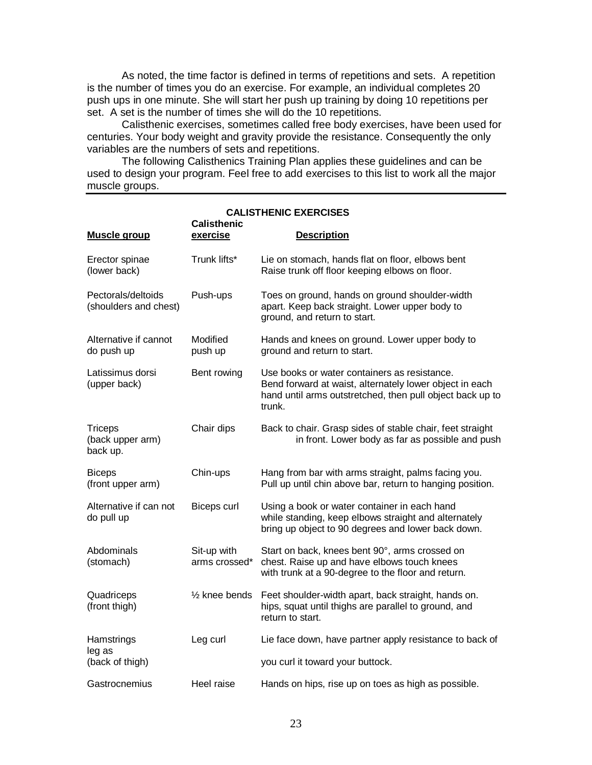As noted, the time factor is defined in terms of repetitions and sets. A repetition is the number of times you do an exercise. For example, an individual completes 20 push ups in one minute. She will start her push up training by doing 10 repetitions per set. A set is the number of times she will do the 10 repetitions.

Calisthenic exercises, sometimes called free body exercises, have been used for centuries. Your body weight and gravity provide the resistance. Consequently the only variables are the numbers of sets and repetitions.

The following Calisthenics Training Plan applies these guidelines and can be used to design your program. Feel free to add exercises to this list to work all the major muscle groups.

---

**CALISTHENIC EXERCISES**

| Muscle group | Calisthenic exercise | Description |
|---|---|---|
| Erector spinae (lower back) | Trunk lifts* | Lie on stomach, hands flat on floor, elbows bent Raise trunk off floor keeping elbows on floor. |
| Pectorals/deltoids (shoulders and chest) | Push-ups | Toes on ground, hands on ground shoulder-width apart. Keep back straight. Lower upper body to ground, and return to start. |
| Alternative if cannot do push up | Modified push up | Hands and knees on ground. Lower upper body to ground and return to start. |
| Latissimus dorsi (upper back) | Bent rowing | Use books or water containers as resistance. Bend forward at waist, alternately lower object in each hand until arms outstretched, then pull object back up to trunk. |
| Triceps (back upper arm) back up. | Chair dips | Back to chair. Grasp sides of stable chair, feet straight in front. Lower body as far as possible and push |
| Biceps (front upper arm) | Chin-ups | Hang from bar with arms straight, palms facing you. Pull up until chin above bar, return to hanging position. |
| Alternative if can not do pull up | Biceps curl | Using a book or water container in each hand while standing, keep elbows straight and alternately bring up object to 90 degrees and lower back down. |
| Abdominals (stomach) | Sit-up with arms crossed* | Start on back, knees bent 90°, arms crossed on chest. Raise up and have elbows touch knees with trunk at a 90-degree to the floor and return. |
| Quadriceps (front thigh) | ½ knee bends | Feet shoulder-width apart, back straight, hands on. hips, squat until thighs are parallel to ground, and return to start. |
| Hamstrings leg as (back of thigh) | Leg curl | Lie face down, have partner apply resistance to back of you curl it toward your buttock. |
| Gastrocnemius | Heel raise | Hands on hips, rise up on toes as high as possible. |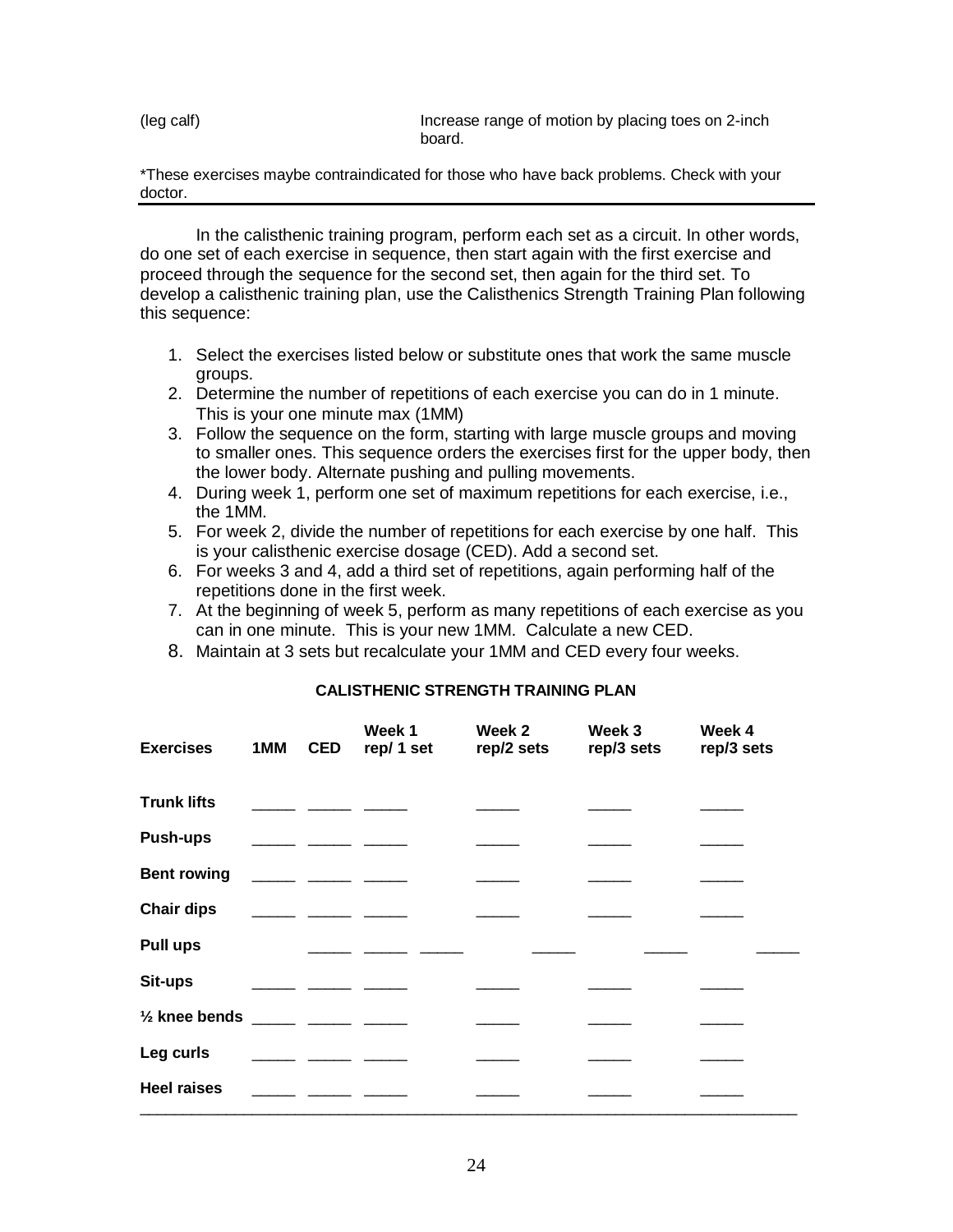| | |
|---|---|
| (leg calf) | Increase range of motion by placing toes on 2-inch board. |

*These exercises maybe contraindicated for those who have back problems. Check with your doctor.

In the calisthenic training program, perform each set as a circuit. In other words, do one set of each exercise in sequence, then start again with the first exercise and proceed through the sequence for the second set, then again for the third set. To develop a calisthenic training plan, use the Calisthenics Strength Training Plan following this sequence:

1. Select the exercises listed below or substitute ones that work the same muscle groups.
2. Determine the number of repetitions of each exercise you can do in 1 minute. This is your one minute max (1MM)
3. Follow the sequence on the form, starting with large muscle groups and moving to smaller ones. This sequence orders the exercises first for the upper body, then the lower body. Alternate pushing and pulling movements.
4. During week 1, perform one set of maximum repetitions for each exercise, i.e., the 1MM.
5. For week 2, divide the number of repetitions for each exercise by one half. This is your calisthenic exercise dosage (CED). Add a second set.
6. For weeks 3 and 4, add a third set of repetitions, again performing half of the repetitions done in the first week.
7. At the beginning of week 5, perform as many repetitions of each exercise as you can in one minute. This is your new 1MM. Calculate a new CED.
8. Maintain at 3 sets but recalculate your 1MM and CED every four weeks.

**CALISTHENIC STRENGTH TRAINING PLAN**

| Exercises | 1MM | CED | Week 1 rep/ 1 set | Week 2 rep/2 sets | Week 3 rep/3 sets | Week 4 rep/3 sets |
|---|---|---|---|---|---|---|
| Trunk lifts | _____ | _____ | _____ | _____ | _____ | _____ |
| Push-ups | _____ | _____ | _____ | _____ | _____ | _____ |
| Bent rowing | _____ | _____ | _____ | _____ | _____ | _____ |
| Chair dips | _____ | _____ | _____ | _____ | _____ | _____ |
| Pull ups | _____ | _____ | _____ | _____ | _____ | _____ |
| Sit-ups | _____ | _____ | _____ | _____ | _____ | _____ |
| ½ knee bends | _____ | _____ | _____ | _____ | _____ | _____ |
| Leg curls | _____ | _____ | _____ | _____ | _____ | _____ |
| Heel raises | _____ | _____ | _____ | _____ | _____ | _____ |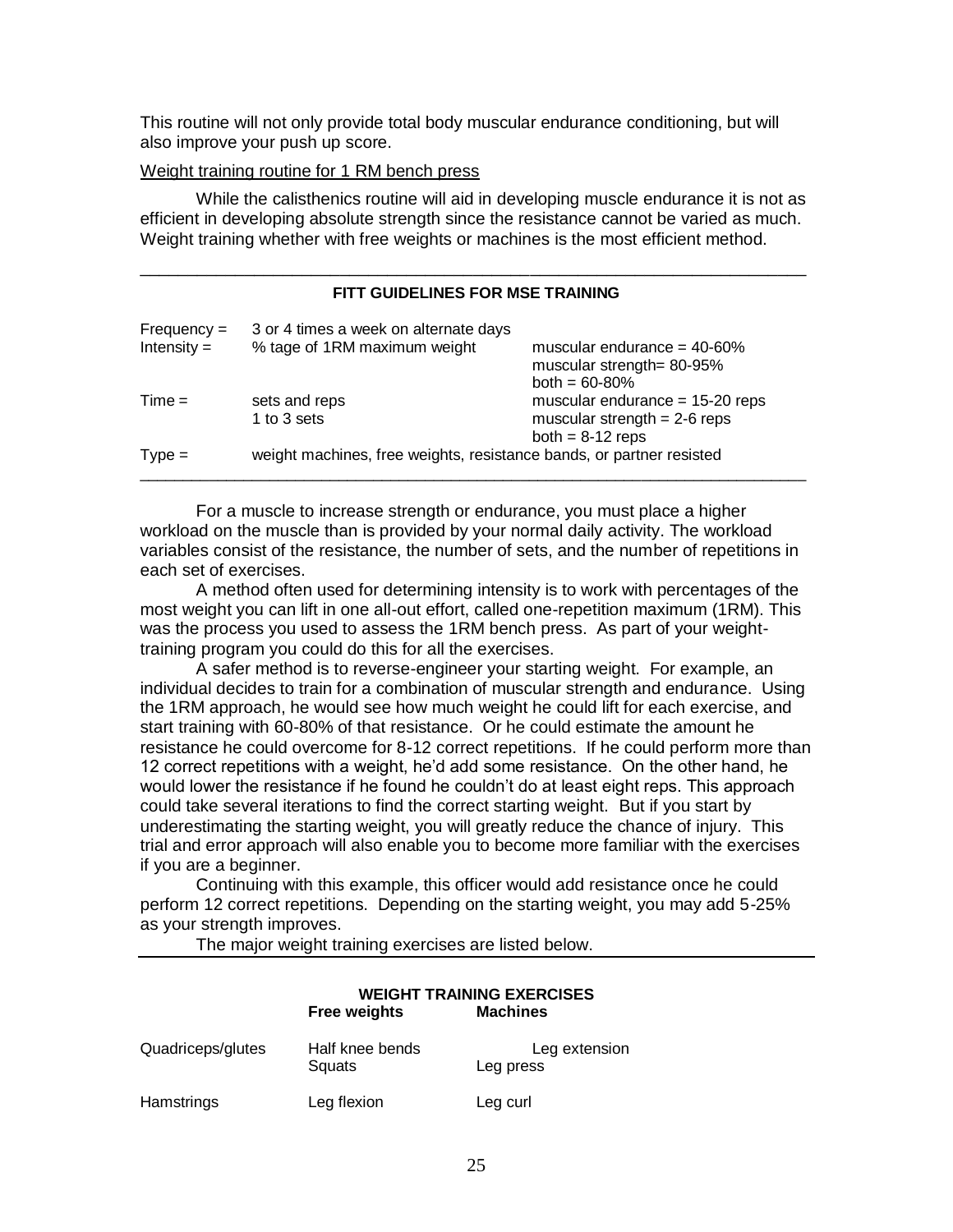This routine will not only provide total body muscular endurance conditioning, but will also improve your push up score.

Weight training routine for 1 RM bench press

While the calisthenics routine will aid in developing muscle endurance it is not as efficient in developing absolute strength since the resistance cannot be varied as much. Weight training whether with free weights or machines is the most efficient method.

---

**FITT GUIDELINES FOR MSE TRAINING**

| | | |
|---|---|---|
| Frequency = | 3 or 4 times a week on alternate days | |
| Intensity = | % tage of 1RM maximum weight | muscular endurance = 40-60%<br>muscular strength= 80-95%<br>both = 60-80% |
| Time = | sets and reps<br>1 to 3 sets | muscular endurance = 15-20 reps<br>muscular strength = 2-6 reps<br>both = 8-12 reps |
| Type = | weight machines, free weights, resistance bands, or partner resisted | |

---

For a muscle to increase strength or endurance, you must place a higher workload on the muscle than is provided by your normal daily activity. The workload variables consist of the resistance, the number of sets, and the number of repetitions in each set of exercises.

A method often used for determining intensity is to work with percentages of the most weight you can lift in one all-out effort, called one-repetition maximum (1RM). This was the process you used to assess the 1RM bench press. As part of your weight-training program you could do this for all the exercises.

A safer method is to reverse-engineer your starting weight. For example, an individual decides to train for a combination of muscular strength and endurance. Using the 1RM approach, he would see how much weight he could lift for each exercise, and start training with 60-80% of that resistance. Or he could estimate the amount he resistance he could overcome for 8-12 correct repetitions. If he could perform more than 12 correct repetitions with a weight, he'd add some resistance. On the other hand, he would lower the resistance if he found he couldn't do at least eight reps. This approach could take several iterations to find the correct starting weight. But if you start by underestimating the starting weight, you will greatly reduce the chance of injury. This trial and error approach will also enable you to become more familiar with the exercises if you are a beginner.

Continuing with this example, this officer would add resistance once he could perform 12 correct repetitions. Depending on the starting weight, you may add 5-25% as your strength improves.

The major weight training exercises are listed below.

---

**WEIGHT TRAINING EXERCISES**

| | **Free weights** | **Machines** |
|---|---|---|
| Quadriceps/glutes | Half knee bends<br>Squats | Leg extension<br>Leg press |
| Hamstrings | Leg flexion | Leg curl |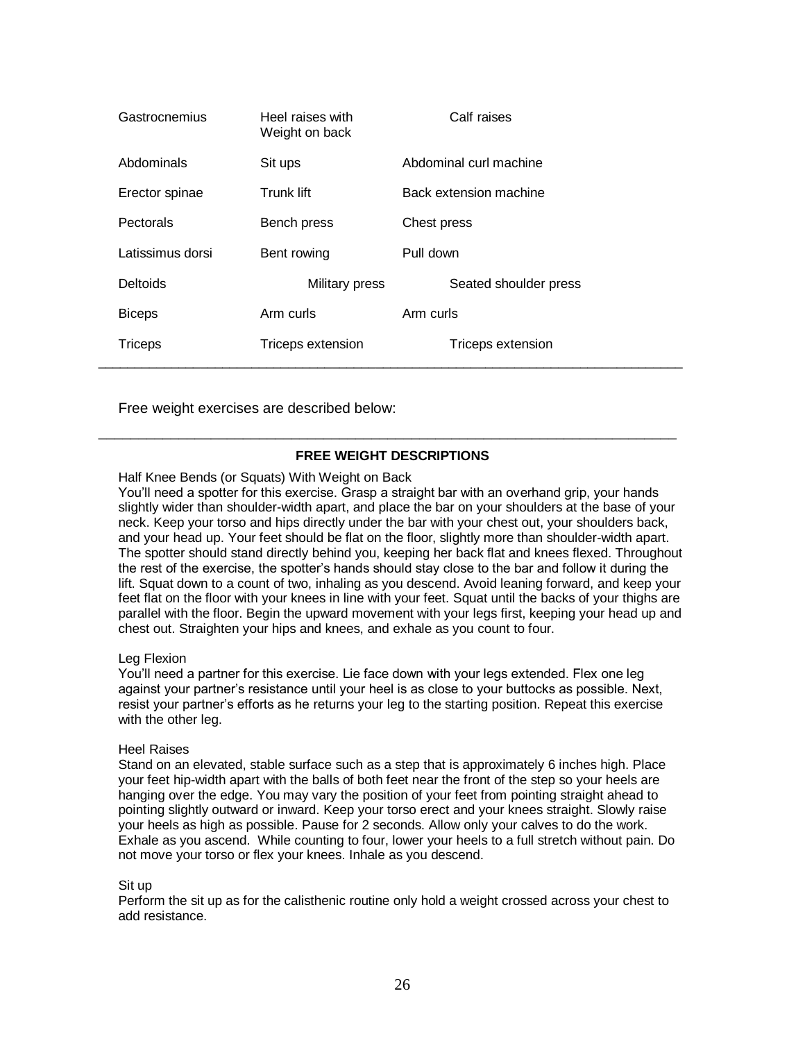| | | |
|---|---|---|
| Gastrocnemius | Heel raises with Weight on back | Calf raises |
| Abdominals | Sit ups | Abdominal curl machine |
| Erector spinae | Trunk lift | Back extension machine |
| Pectorals | Bench press | Chest press |
| Latissimus dorsi | Bent rowing | Pull down |
| Deltoids | Military press | Seated shoulder press |
| Biceps | Arm curls | Arm curls |
| Triceps | Triceps extension | Triceps extension |

Free weight exercises are described below:

**FREE WEIGHT DESCRIPTIONS**

Half Knee Bends (or Squats) With Weight on Back

You'll need a spotter for this exercise. Grasp a straight bar with an overhand grip, your hands slightly wider than shoulder-width apart, and place the bar on your shoulders at the base of your neck. Keep your torso and hips directly under the bar with your chest out, your shoulders back, and your head up. Your feet should be flat on the floor, slightly more than shoulder-width apart. The spotter should stand directly behind you, keeping her back flat and knees flexed. Throughout the rest of the exercise, the spotter's hands should stay close to the bar and follow it during the lift. Squat down to a count of two, inhaling as you descend. Avoid leaning forward, and keep your feet flat on the floor with your knees in line with your feet. Squat until the backs of your thighs are parallel with the floor. Begin the upward movement with your legs first, keeping your head up and chest out. Straighten your hips and knees, and exhale as you count to four.

Leg Flexion

You'll need a partner for this exercise. Lie face down with your legs extended. Flex one leg against your partner's resistance until your heel is as close to your buttocks as possible. Next, resist your partner's efforts as he returns your leg to the starting position. Repeat this exercise with the other leg.

Heel Raises

Stand on an elevated, stable surface such as a step that is approximately 6 inches high. Place your feet hip-width apart with the balls of both feet near the front of the step so your heels are hanging over the edge. You may vary the position of your feet from pointing straight ahead to pointing slightly outward or inward. Keep your torso erect and your knees straight. Slowly raise your heels as high as possible. Pause for 2 seconds. Allow only your calves to do the work. Exhale as you ascend. While counting to four, lower your heels to a full stretch without pain. Do not move your torso or flex your knees. Inhale as you descend.

Sit up

Perform the sit up as for the calisthenic routine only hold a weight crossed across your chest to add resistance.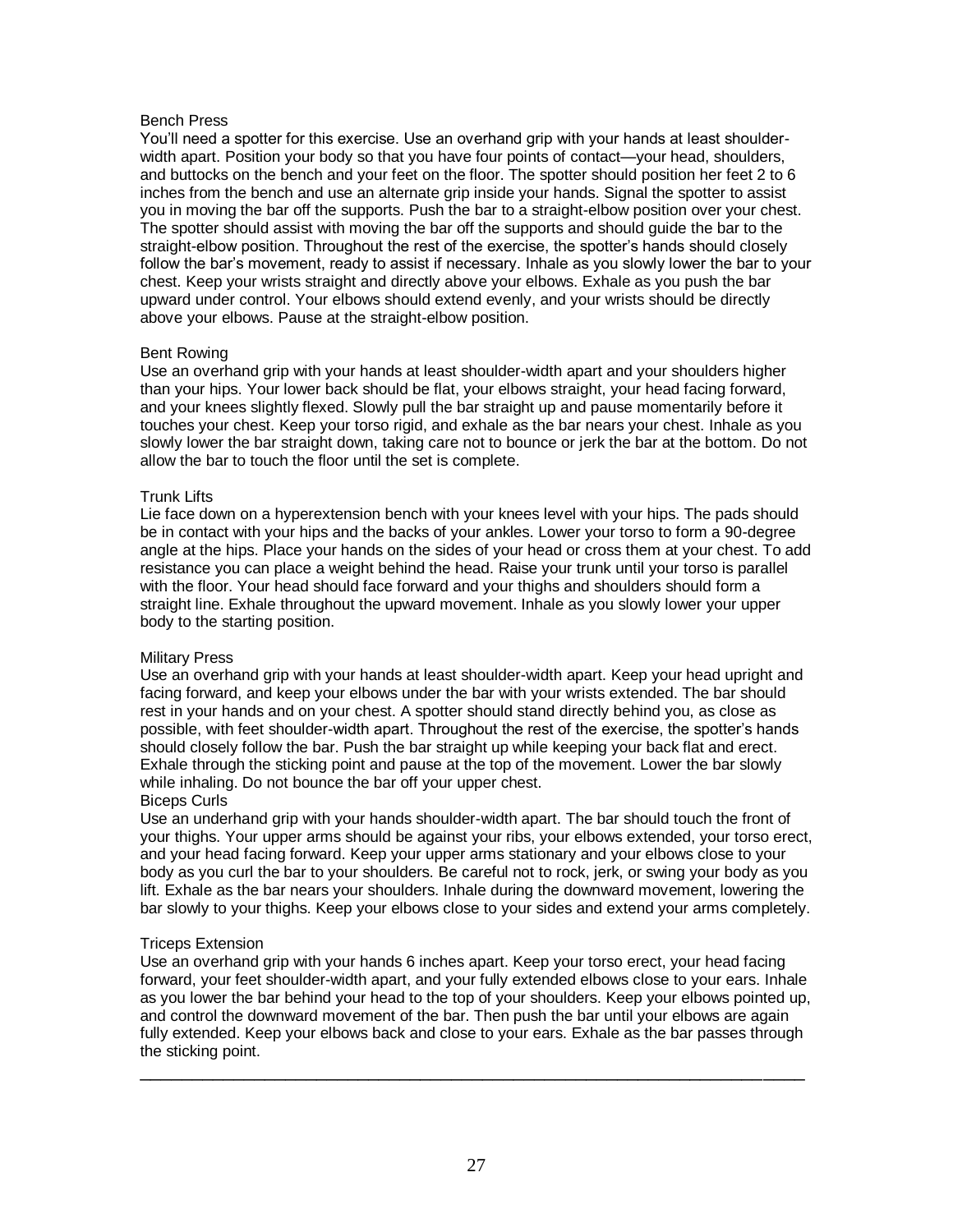### Bench Press

You'll need a spotter for this exercise. Use an overhand grip with your hands at least shoulder-width apart. Position your body so that you have four points of contact—your head, shoulders, and buttocks on the bench and your feet on the floor. The spotter should position her feet 2 to 6 inches from the bench and use an alternate grip inside your hands. Signal the spotter to assist you in moving the bar off the supports. Push the bar to a straight-elbow position over your chest. The spotter should assist with moving the bar off the supports and should guide the bar to the straight-elbow position. Throughout the rest of the exercise, the spotter's hands should closely follow the bar's movement, ready to assist if necessary. Inhale as you slowly lower the bar to your chest. Keep your wrists straight and directly above your elbows. Exhale as you push the bar upward under control. Your elbows should extend evenly, and your wrists should be directly above your elbows. Pause at the straight-elbow position.

### Bent Rowing

Use an overhand grip with your hands at least shoulder-width apart and your shoulders higher than your hips. Your lower back should be flat, your elbows straight, your head facing forward, and your knees slightly flexed. Slowly pull the bar straight up and pause momentarily before it touches your chest. Keep your torso rigid, and exhale as the bar nears your chest. Inhale as you slowly lower the bar straight down, taking care not to bounce or jerk the bar at the bottom. Do not allow the bar to touch the floor until the set is complete.

### Trunk Lifts

Lie face down on a hyperextension bench with your knees level with your hips. The pads should be in contact with your hips and the backs of your ankles. Lower your torso to form a 90-degree angle at the hips. Place your hands on the sides of your head or cross them at your chest. To add resistance you can place a weight behind the head. Raise your trunk until your torso is parallel with the floor. Your head should face forward and your thighs and shoulders should form a straight line. Exhale throughout the upward movement. Inhale as you slowly lower your upper body to the starting position.

### Military Press

Use an overhand grip with your hands at least shoulder-width apart. Keep your head upright and facing forward, and keep your elbows under the bar with your wrists extended. The bar should rest in your hands and on your chest. A spotter should stand directly behind you, as close as possible, with feet shoulder-width apart. Throughout the rest of the exercise, the spotter's hands should closely follow the bar. Push the bar straight up while keeping your back flat and erect. Exhale through the sticking point and pause at the top of the movement. Lower the bar slowly while inhaling. Do not bounce the bar off your upper chest.

### Biceps Curls

Use an underhand grip with your hands shoulder-width apart. The bar should touch the front of your thighs. Your upper arms should be against your ribs, your elbows extended, your torso erect, and your head facing forward. Keep your upper arms stationary and your elbows close to your body as you curl the bar to your shoulders. Be careful not to rock, jerk, or swing your body as you lift. Exhale as the bar nears your shoulders. Inhale during the downward movement, lowering the bar slowly to your thighs. Keep your elbows close to your sides and extend your arms completely.

### Triceps Extension

Use an overhand grip with your hands 6 inches apart. Keep your torso erect, your head facing forward, your feet shoulder-width apart, and your fully extended elbows close to your ears. Inhale as you lower the bar behind your head to the top of your shoulders. Keep your elbows pointed up, and control the downward movement of the bar. Then push the bar until your elbows are again fully extended. Keep your elbows back and close to your ears. Exhale as the bar passes through the sticking point.

---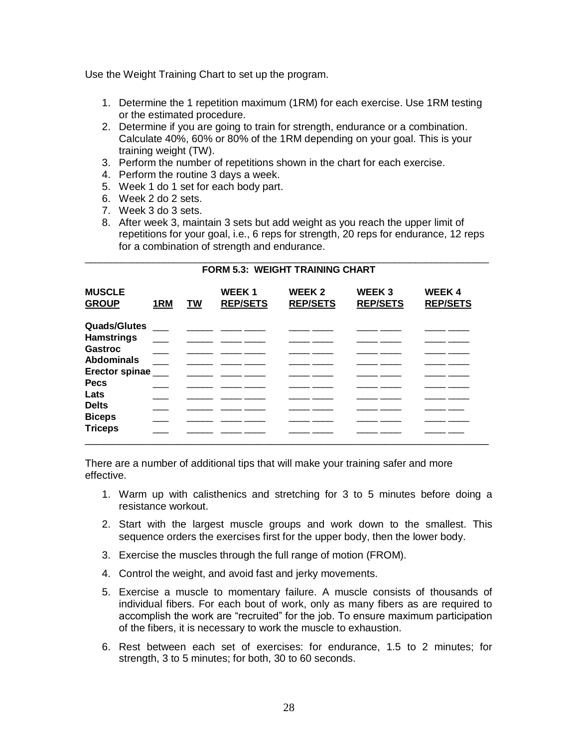Use the Weight Training Chart to set up the program.

1. Determine the 1 repetition maximum (1RM) for each exercise. Use 1RM testing or the estimated procedure.
2. Determine if you are going to train for strength, endurance or a combination. Calculate 40%, 60% or 80% of the 1RM depending on your goal. This is your training weight (TW).
3. Perform the number of repetitions shown in the chart for each exercise.
4. Perform the routine 3 days a week.
5. Week 1 do 1 set for each body part.
6. Week 2 do 2 sets.
7. Week 3 do 3 sets.
8. After week 3, maintain 3 sets but add weight as you reach the upper limit of repetitions for your goal, i.e., 6 reps for strength, 20 reps for endurance, 12 reps for a combination of strength and endurance.

**FORM 5.3: WEIGHT TRAINING CHART**

| MUSCLE GROUP | 1RM | TW | WEEK 1 REP/SETS | WEEK 2 REP/SETS | WEEK 3 REP/SETS | WEEK 4 REP/SETS |
|---|---|---|---|---|---|---|
| **Quads/Glutes** | ___ | _____ | ____ ____ | ____ ____ | ____ ____ | ____ ____ |
| **Hamstrings** | ___ | _____ | ____ ____ | ____ ____ | ____ ____ | ____ ____ |
| **Gastroc** | ___ | _____ | ____ ____ | ____ ____ | ____ ____ | ____ ____ |
| **Abdominals** | ___ | _____ | ____ ____ | ____ ____ | ____ ____ | ____ ____ |
| **Erector spinae** | ___ | _____ | ____ ____ | ____ ____ | ____ ____ | ____ ____ |
| **Pecs** | ___ | _____ | ____ ____ | ____ ____ | ____ ____ | ____ ____ |
| **Lats** | ___ | _____ | ____ ____ | ____ ____ | ____ ____ | ____ ____ |
| **Delts** | ___ | _____ | ____ ____ | ____ ____ | ____ ____ | ____ ___ |
| **Biceps** | ___ | _____ | ____ ____ | ____ ____ | ____ ____ | ____ ____ |
| **Triceps** | ___ | _____ | ____ ____ | ____ ____ | ____ ____ | ____ ___ |

There are a number of additional tips that will make your training safer and more effective.

1. Warm up with calisthenics and stretching for 3 to 5 minutes before doing a resistance workout.
2. Start with the largest muscle groups and work down to the smallest. This sequence orders the exercises first for the upper body, then the lower body.
3. Exercise the muscles through the full range of motion (FROM).
4. Control the weight, and avoid fast and jerky movements.
5. Exercise a muscle to momentary failure. A muscle consists of thousands of individual fibers. For each bout of work, only as many fibers as are required to accomplish the work are "recruited" for the job. To ensure maximum participation of the fibers, it is necessary to work the muscle to exhaustion.
6. Rest between each set of exercises: for endurance, 1.5 to 2 minutes; for strength, 3 to 5 minutes; for both, 30 to 60 seconds.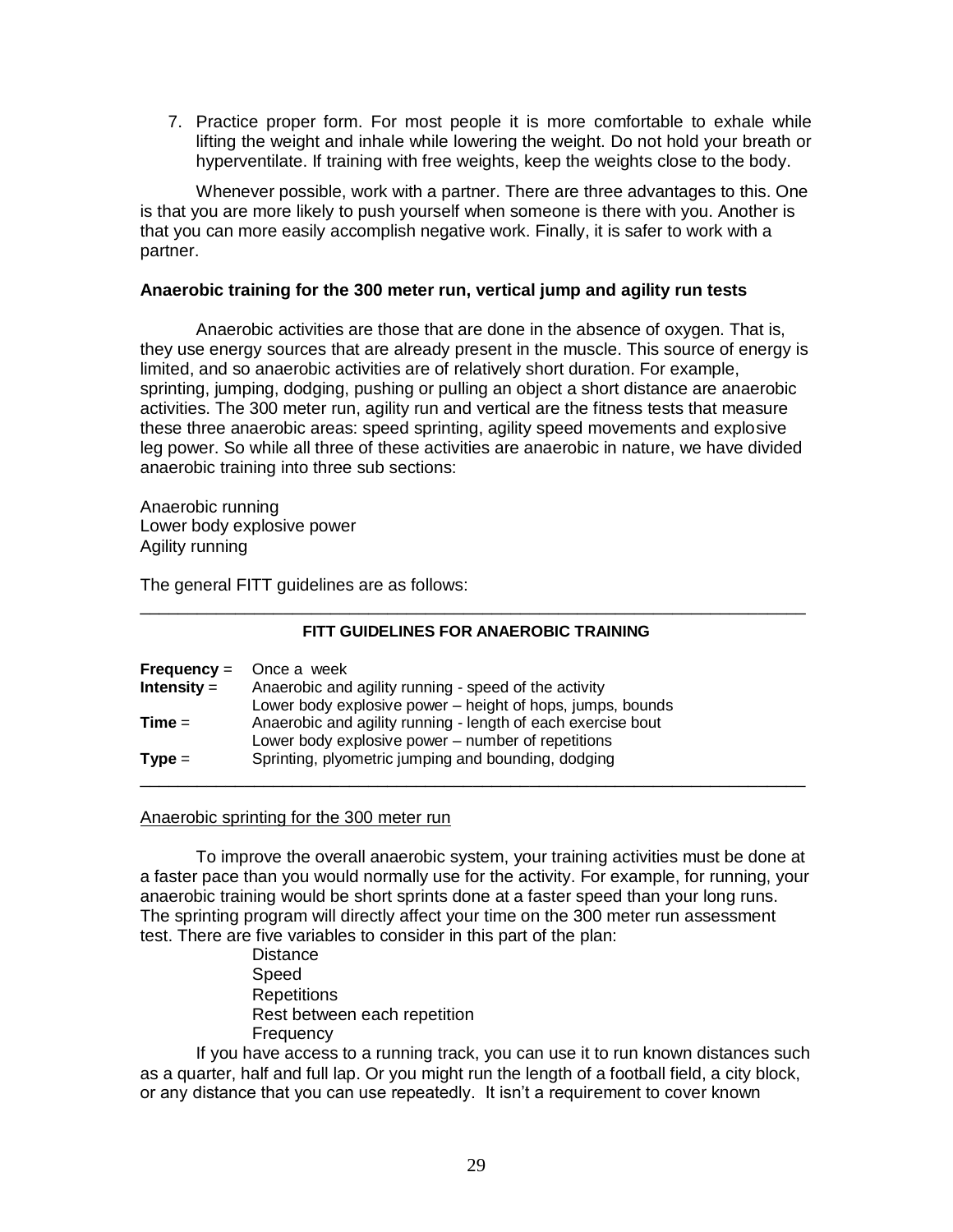7. Practice proper form. For most people it is more comfortable to exhale while lifting the weight and inhale while lowering the weight. Do not hold your breath or hyperventilate. If training with free weights, keep the weights close to the body.

Whenever possible, work with a partner. There are three advantages to this. One is that you are more likely to push yourself when someone is there with you. Another is that you can more easily accomplish negative work. Finally, it is safer to work with a partner.

**Anaerobic training for the 300 meter run, vertical jump and agility run tests**

Anaerobic activities are those that are done in the absence of oxygen. That is, they use energy sources that are already present in the muscle. This source of energy is limited, and so anaerobic activities are of relatively short duration. For example, sprinting, jumping, dodging, pushing or pulling an object a short distance are anaerobic activities. The 300 meter run, agility run and vertical are the fitness tests that measure these three anaerobic areas: speed sprinting, agility speed movements and explosive leg power. So while all three of these activities are anaerobic in nature, we have divided anaerobic training into three sub sections:

Anaerobic running
Lower body explosive power
Agility running

The general FITT guidelines are as follows:

---

**FITT GUIDELINES FOR ANAEROBIC TRAINING**

| | |
|---|---|
| **Frequency** = | Once a week |
| **Intensity** = | Anaerobic and agility running - speed of the activity<br>Lower body explosive power – height of hops, jumps, bounds |
| **Time** = | Anaerobic and agility running - length of each exercise bout<br>Lower body explosive power – number of repetitions |
| **Type** = | Sprinting, plyometric jumping and bounding, dodging |

---

Anaerobic sprinting for the 300 meter run

To improve the overall anaerobic system, your training activities must be done at a faster pace than you would normally use for the activity. For example, for running, your anaerobic training would be short sprints done at a faster speed than your long runs. The sprinting program will directly affect your time on the 300 meter run assessment test. There are five variables to consider in this part of the plan:

Distance
Speed
Repetitions
Rest between each repetition
Frequency

If you have access to a running track, you can use it to run known distances such as a quarter, half and full lap. Or you might run the length of a football field, a city block, or any distance that you can use repeatedly. It isn't a requirement to cover known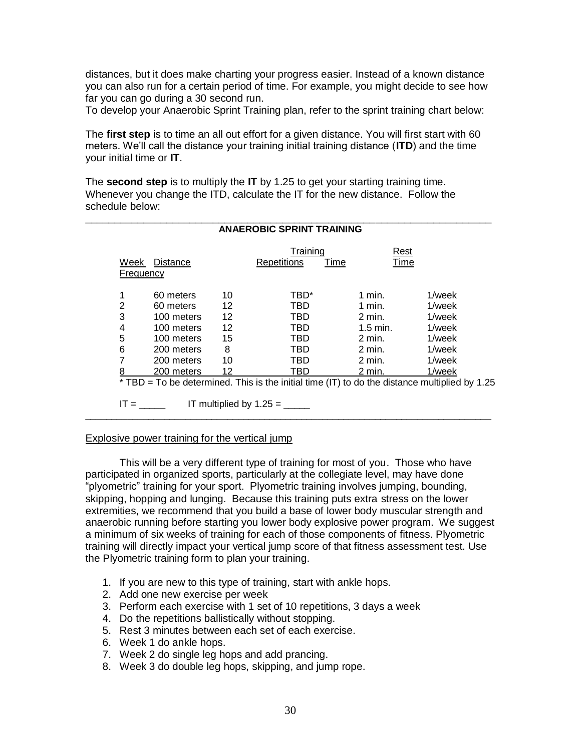distances, but it does make charting your progress easier. Instead of a known distance you can also run for a certain period of time. For example, you might decide to see how far you can go during a 30 second run.
To develop your Anaerobic Sprint Training plan, refer to the sprint training chart below:

The **first step** is to time an all out effort for a given distance. You will first start with 60 meters. We'll call the distance your training initial training distance (**ITD**) and the time your initial time or **IT**.

The **second step** is to multiply the **IT** by 1.25 to get your starting training time. Whenever you change the ITD, calculate the IT for the new distance. Follow the schedule below:

**ANAEROBIC SPRINT TRAINING**

| Week | Distance | Repetitions | Training Time | Rest Time | Frequency |
|---|---|---|---|---|---|
| 1 | 60 meters | 10 | TBD* | 1 min. | 1/week |
| 2 | 60 meters | 12 | TBD | 1 min. | 1/week |
| 3 | 100 meters | 12 | TBD | 2 min. | 1/week |
| 4 | 100 meters | 12 | TBD | 1.5 min. | 1/week |
| 5 | 100 meters | 15 | TBD | 2 min. | 1/week |
| 6 | 200 meters | 8 | TBD | 2 min. | 1/week |
| 7 | 200 meters | 10 | TBD | 2 min. | 1/week |
| 8 | 200 meters | 12 | TBD | 2 min. | 1/week |

* TBD = To be determined. This is the initial time (IT) to do the distance multiplied by 1.25

IT = _____ IT multiplied by 1.25 = _____

Explosive power training for the vertical jump

This will be a very different type of training for most of you. Those who have participated in organized sports, particularly at the collegiate level, may have done "plyometric" training for your sport. Plyometric training involves jumping, bounding, skipping, hopping and lunging. Because this training puts extra stress on the lower extremities, we recommend that you build a base of lower body muscular strength and anaerobic running before starting you lower body explosive power program. We suggest a minimum of six weeks of training for each of those components of fitness. Plyometric training will directly impact your vertical jump score of that fitness assessment test. Use the Plyometric training form to plan your training.

1. If you are new to this type of training, start with ankle hops.
2. Add one new exercise per week
3. Perform each exercise with 1 set of 10 repetitions, 3 days a week
4. Do the repetitions ballistically without stopping.
5. Rest 3 minutes between each set of each exercise.
6. Week 1 do ankle hops.
7. Week 2 do single leg hops and add prancing.
8. Week 3 do double leg hops, skipping, and jump rope.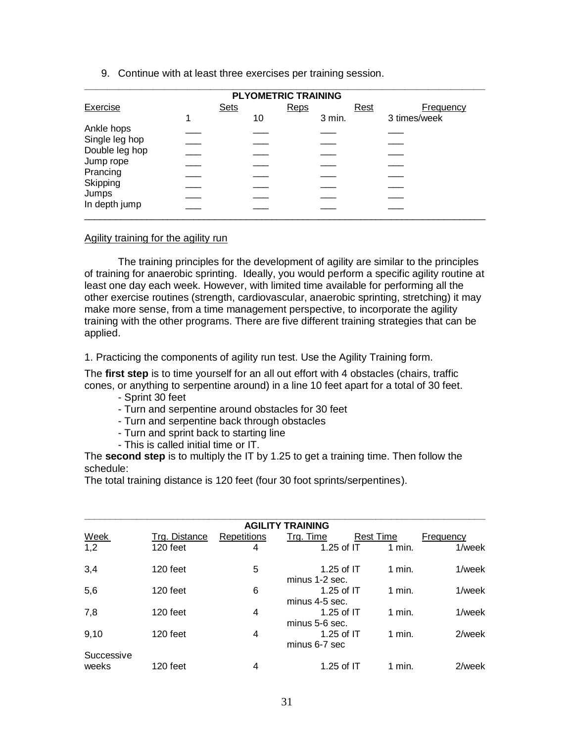9. Continue with at least three exercises per training session.

| PLYOMETRIC TRAINING | | | | |
|---|---|---|---|---|
| Exercise | Sets | Reps | Rest | Frequency |
| | 1 | 10 | 3 min. | 3 times/week |
| Ankle hops | ___ | ___ | ___ | ___ |
| Single leg hop | ___ | ___ | ___ | ___ |
| Double leg hop | ___ | ___ | ___ | ___ |
| Jump rope | ___ | ___ | ___ | ___ |
| Prancing | ___ | ___ | ___ | ___ |
| Skipping | ___ | ___ | ___ | ___ |
| Jumps | ___ | ___ | ___ | ___ |
| In depth jump | ___ | ___ | ___ | ___ |

Agility training for the agility run

The training principles for the development of agility are similar to the principles of training for anaerobic sprinting. Ideally, you would perform a specific agility routine at least one day each week. However, with limited time available for performing all the other exercise routines (strength, cardiovascular, anaerobic sprinting, stretching) it may make more sense, from a time management perspective, to incorporate the agility training with the other programs. There are five different training strategies that can be applied.

1. Practicing the components of agility run test. Use the Agility Training form.

The **first step** is to time yourself for an all out effort with 4 obstacles (chairs, traffic cones, or anything to serpentine around) in a line 10 feet apart for a total of 30 feet.

- Sprint 30 feet
- Turn and serpentine around obstacles for 30 feet
- Turn and serpentine back through obstacles
- Turn and sprint back to starting line
- This is called initial time or IT.

The **second step** is to multiply the IT by 1.25 to get a training time. Then follow the schedule:

The total training distance is 120 feet (four 30 foot sprints/serpentines).

| AGILITY TRAINING | | | | | |
|---|---|---|---|---|---|
| Week | Trg. Distance | Repetitions | Trg. Time | Rest Time | Frequency |
| 1,2 | 120 feet | 4 | 1.25 of IT | 1 min. | 1/week |
| 3,4 | 120 feet | 5 | 1.25 of IT minus 1-2 sec. | 1 min. | 1/week |
| 5,6 | 120 feet | 6 | 1.25 of IT minus 4-5 sec. | 1 min. | 1/week |
| 7,8 | 120 feet | 4 | 1.25 of IT minus 5-6 sec. | 1 min. | 1/week |
| 9,10 | 120 feet | 4 | 1.25 of IT minus 6-7 sec | 1 min. | 2/week |
| Successive weeks | 120 feet | 4 | 1.25 of IT | 1 min. | 2/week |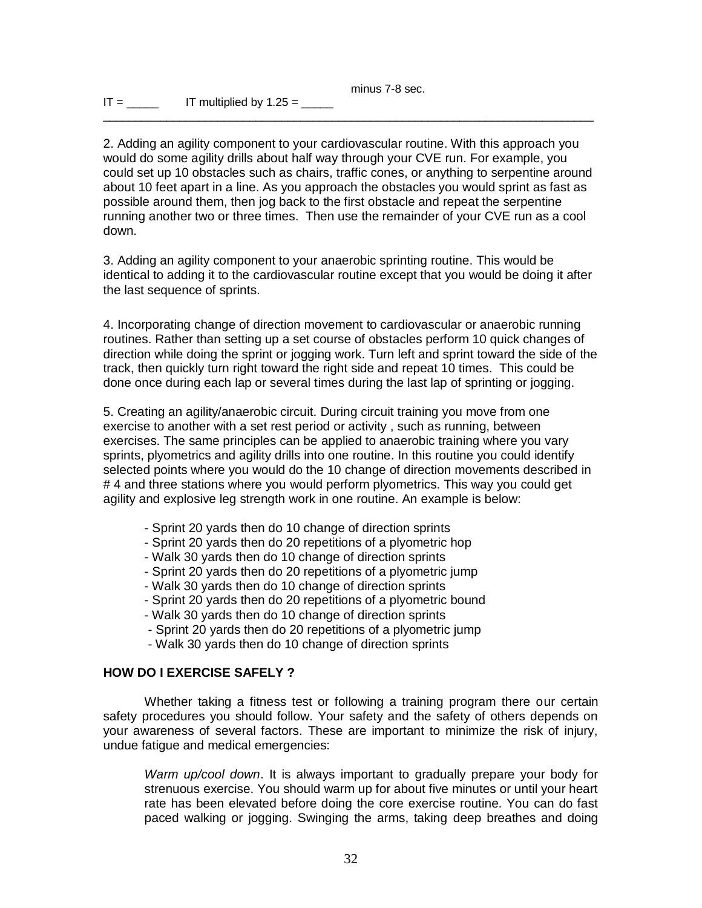minus 7-8 sec.

IT = _____ IT multiplied by 1.25 = _____

---

2. Adding an agility component to your cardiovascular routine. With this approach you would do some agility drills about half way through your CVE run. For example, you could set up 10 obstacles such as chairs, traffic cones, or anything to serpentine around about 10 feet apart in a line. As you approach the obstacles you would sprint as fast as possible around them, then jog back to the first obstacle and repeat the serpentine running another two or three times. Then use the remainder of your CVE run as a cool down.

3. Adding an agility component to your anaerobic sprinting routine. This would be identical to adding it to the cardiovascular routine except that you would be doing it after the last sequence of sprints.

4. Incorporating change of direction movement to cardiovascular or anaerobic running routines. Rather than setting up a set course of obstacles perform 10 quick changes of direction while doing the sprint or jogging work. Turn left and sprint toward the side of the track, then quickly turn right toward the right side and repeat 10 times. This could be done once during each lap or several times during the last lap of sprinting or jogging.

5. Creating an agility/anaerobic circuit. During circuit training you move from one exercise to another with a set rest period or activity , such as running, between exercises. The same principles can be applied to anaerobic training where you vary sprints, plyometrics and agility drills into one routine. In this routine you could identify selected points where you would do the 10 change of direction movements described in # 4 and three stations where you would perform plyometrics. This way you could get agility and explosive leg strength work in one routine. An example is below:

- Sprint 20 yards then do 10 change of direction sprints
- Sprint 20 yards then do 20 repetitions of a plyometric hop
- Walk 30 yards then do 10 change of direction sprints
- Sprint 20 yards then do 20 repetitions of a plyometric jump
- Walk 30 yards then do 10 change of direction sprints
- Sprint 20 yards then do 20 repetitions of a plyometric bound
- Walk 30 yards then do 10 change of direction sprints
- Sprint 20 yards then do 20 repetitions of a plyometric jump
- Walk 30 yards then do 10 change of direction sprints

**HOW DO I EXERCISE SAFELY ?**

Whether taking a fitness test or following a training program there our certain safety procedures you should follow. Your safety and the safety of others depends on your awareness of several factors. These are important to minimize the risk of injury, undue fatigue and medical emergencies:

*Warm up/cool down*. It is always important to gradually prepare your body for strenuous exercise. You should warm up for about five minutes or until your heart rate has been elevated before doing the core exercise routine. You can do fast paced walking or jogging. Swinging the arms, taking deep breathes and doing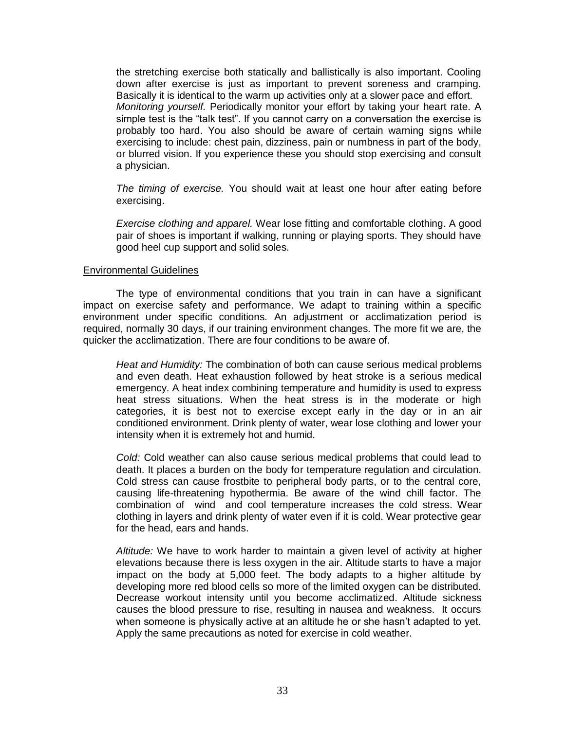the stretching exercise both statically and ballistically is also important. Cooling down after exercise is just as important to prevent soreness and cramping. Basically it is identical to the warm up activities only at a slower pace and effort.
*Monitoring yourself.* Periodically monitor your effort by taking your heart rate. A simple test is the "talk test". If you cannot carry on a conversation the exercise is probably too hard. You also should be aware of certain warning signs while exercising to include: chest pain, dizziness, pain or numbness in part of the body, or blurred vision. If you experience these you should stop exercising and consult a physician.

*The timing of exercise.* You should wait at least one hour after eating before exercising.

*Exercise clothing and apparel.* Wear lose fitting and comfortable clothing. A good pair of shoes is important if walking, running or playing sports. They should have good heel cup support and solid soles.

<u>Environmental Guidelines</u>

The type of environmental conditions that you train in can have a significant impact on exercise safety and performance. We adapt to training within a specific environment under specific conditions. An adjustment or acclimatization period is required, normally 30 days, if our training environment changes. The more fit we are, the quicker the acclimatization. There are four conditions to be aware of.

*Heat and Humidity:* The combination of both can cause serious medical problems and even death. Heat exhaustion followed by heat stroke is a serious medical emergency. A heat index combining temperature and humidity is used to express heat stress situations. When the heat stress is in the moderate or high categories, it is best not to exercise except early in the day or in an air conditioned environment. Drink plenty of water, wear lose clothing and lower your intensity when it is extremely hot and humid.

*Cold:* Cold weather can also cause serious medical problems that could lead to death. It places a burden on the body for temperature regulation and circulation. Cold stress can cause frostbite to peripheral body parts, or to the central core, causing life-threatening hypothermia. Be aware of the wind chill factor. The combination of wind and cool temperature increases the cold stress. Wear clothing in layers and drink plenty of water even if it is cold. Wear protective gear for the head, ears and hands.

*Altitude:* We have to work harder to maintain a given level of activity at higher elevations because there is less oxygen in the air. Altitude starts to have a major impact on the body at 5,000 feet. The body adapts to a higher altitude by developing more red blood cells so more of the limited oxygen can be distributed. Decrease workout intensity until you become acclimatized. Altitude sickness causes the blood pressure to rise, resulting in nausea and weakness. It occurs when someone is physically active at an altitude he or she hasn't adapted to yet. Apply the same precautions as noted for exercise in cold weather.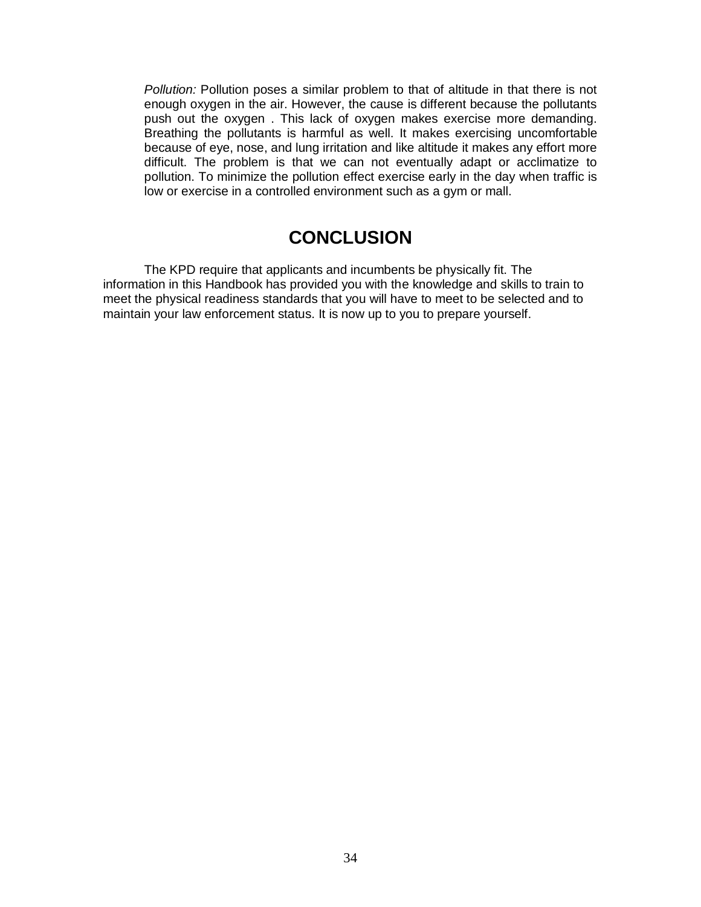*Pollution:* Pollution poses a similar problem to that of altitude in that there is not enough oxygen in the air. However, the cause is different because the pollutants push out the oxygen . This lack of oxygen makes exercise more demanding. Breathing the pollutants is harmful as well. It makes exercising uncomfortable because of eye, nose, and lung irritation and like altitude it makes any effort more difficult. The problem is that we can not eventually adapt or acclimatize to pollution. To minimize the pollution effect exercise early in the day when traffic is low or exercise in a controlled environment such as a gym or mall.

## CONCLUSION

The KPD require that applicants and incumbents be physically fit. The information in this Handbook has provided you with the knowledge and skills to train to meet the physical readiness standards that you will have to meet to be selected and to maintain your law enforcement status. It is now up to you to prepare yourself.